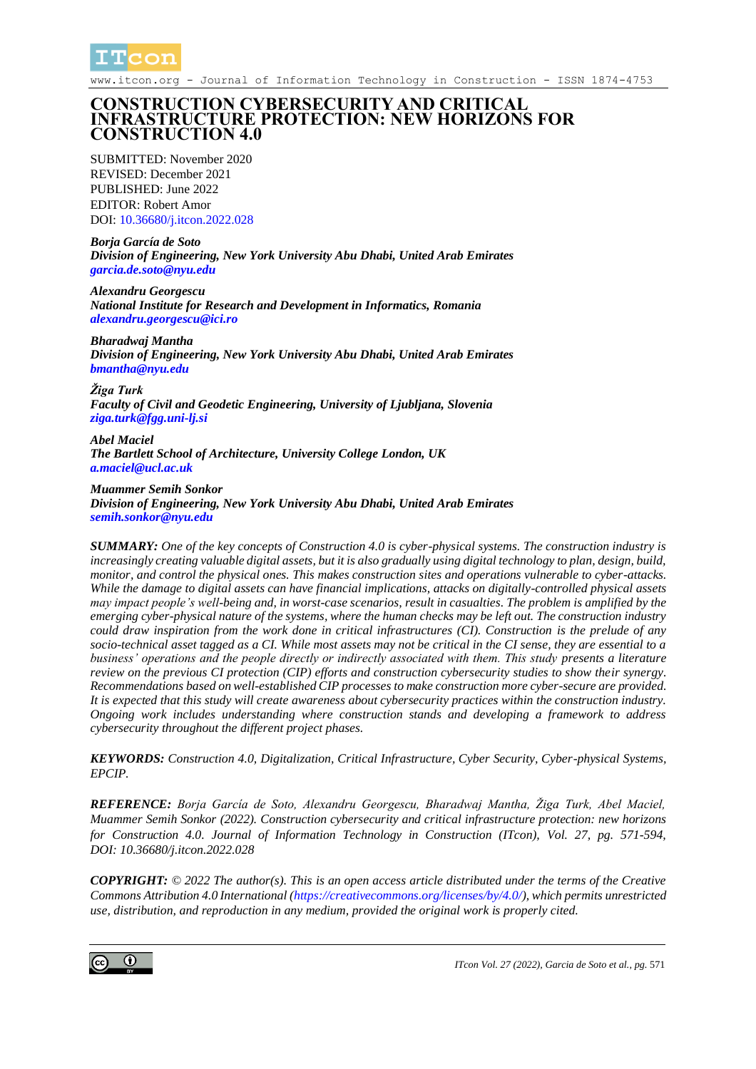# CONSTRUCTION CYBERSECURITY AND CRITICAL INFRASTRUCTURE PROTECTION: NEW HORIZONS FOR CONSTRUCTION 4.0

SUBMITTED: November 2020
REVISED: December 2021
PUBLISHED: June 2022
EDITOR: Robert Amor
DOI: 10.36680/j.itcon.2022.028

***Borja García de Soto***
***Division of Engineering, New York University Abu Dhabi, United Arab Emirates***
***garcia.de.soto@nyu.edu***

***Alexandru Georgescu***
***National Institute for Research and Development in Informatics, Romania***
***alexandru.georgescu@ici.ro***

***Bharadwaj Mantha***
***Division of Engineering, New York University Abu Dhabi, United Arab Emirates***
***bmantha@nyu.edu***

***Žiga Turk***
***Faculty of Civil and Geodetic Engineering, University of Ljubljana, Slovenia***
***ziga.turk@fgg.uni-lj.si***

***Abel Maciel***
***The Bartlett School of Architecture, University College London, UK***
***a.maciel@ucl.ac.uk***

***Muammer Semih Sonkor***
***Division of Engineering, New York University Abu Dhabi, United Arab Emirates***
***semih.sonkor@nyu.edu***

***SUMMARY:*** *One of the key concepts of Construction 4.0 is cyber-physical systems. The construction industry is increasingly creating valuable digital assets, but it is also gradually using digital technology to plan, design, build, monitor, and control the physical ones. This makes construction sites and operations vulnerable to cyber-attacks. While the damage to digital assets can have financial implications, attacks on digitally-controlled physical assets may impact people's well-being and, in worst-case scenarios, result in casualties. The problem is amplified by the emerging cyber-physical nature of the systems, where the human checks may be left out. The construction industry could draw inspiration from the work done in critical infrastructures (CI). Construction is the prelude of any socio-technical asset tagged as a CI. While most assets may not be critical in the CI sense, they are essential to a business' operations and the people directly or indirectly associated with them. This study presents a literature review on the previous CI protection (CIP) efforts and construction cybersecurity studies to show their synergy. Recommendations based on well-established CIP processes to make construction more cyber-secure are provided. It is expected that this study will create awareness about cybersecurity practices within the construction industry. Ongoing work includes understanding where construction stands and developing a framework to address cybersecurity throughout the different project phases.*

***KEYWORDS:*** *Construction 4.0, Digitalization, Critical Infrastructure, Cyber Security, Cyber-physical Systems, EPCIP.*

***REFERENCE:*** *Borja García de Soto, Alexandru Georgescu, Bharadwaj Mantha, Žiga Turk, Abel Maciel, Muammer Semih Sonkor (2022). Construction cybersecurity and critical infrastructure protection: new horizons for Construction 4.0. Journal of Information Technology in Construction (ITcon), Vol. 27, pg. 571-594, DOI: 10.36680/j.itcon.2022.028*

***COPYRIGHT:*** *© 2022 The author(s). This is an open access article distributed under the terms of the Creative Commons Attribution 4.0 International (https://creativecommons.org/licenses/by/4.0/), which permits unrestricted use, distribution, and reproduction in any medium, provided the original work is properly cited.*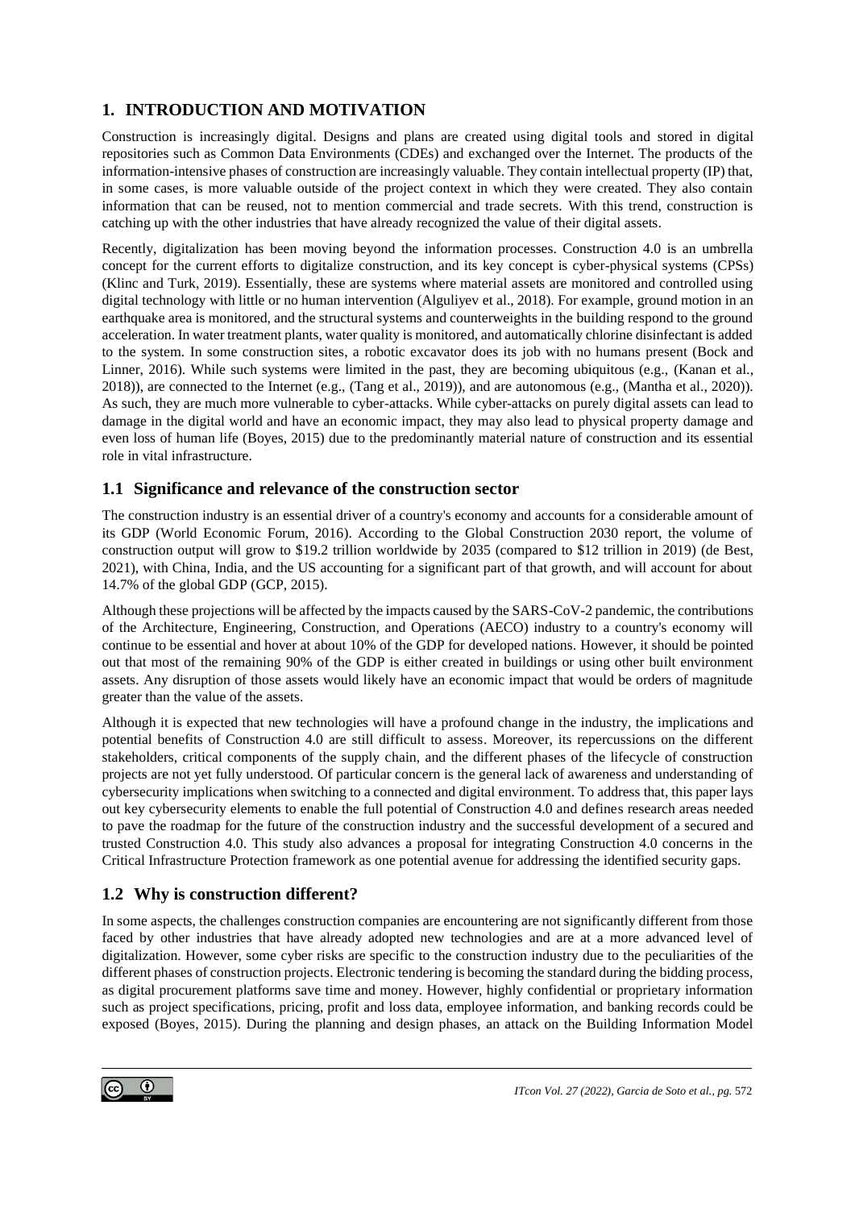## 1. INTRODUCTION AND MOTIVATION

Construction is increasingly digital. Designs and plans are created using digital tools and stored in digital repositories such as Common Data Environments (CDEs) and exchanged over the Internet. The products of the information-intensive phases of construction are increasingly valuable. They contain intellectual property (IP) that, in some cases, is more valuable outside of the project context in which they were created. They also contain information that can be reused, not to mention commercial and trade secrets. With this trend, construction is catching up with the other industries that have already recognized the value of their digital assets.

Recently, digitalization has been moving beyond the information processes. Construction 4.0 is an umbrella concept for the current efforts to digitalize construction, and its key concept is cyber-physical systems (CPSs) (Klinc and Turk, 2019). Essentially, these are systems where material assets are monitored and controlled using digital technology with little or no human intervention (Alguliyev et al., 2018). For example, ground motion in an earthquake area is monitored, and the structural systems and counterweights in the building respond to the ground acceleration. In water treatment plants, water quality is monitored, and automatically chlorine disinfectant is added to the system. In some construction sites, a robotic excavator does its job with no humans present (Bock and Linner, 2016). While such systems were limited in the past, they are becoming ubiquitous (e.g., (Kanan et al., 2018)), are connected to the Internet (e.g., (Tang et al., 2019)), and are autonomous (e.g., (Mantha et al., 2020)). As such, they are much more vulnerable to cyber-attacks. While cyber-attacks on purely digital assets can lead to damage in the digital world and have an economic impact, they may also lead to physical property damage and even loss of human life (Boyes, 2015) due to the predominantly material nature of construction and its essential role in vital infrastructure.

### 1.1 Significance and relevance of the construction sector

The construction industry is an essential driver of a country's economy and accounts for a considerable amount of its GDP (World Economic Forum, 2016). According to the Global Construction 2030 report, the volume of construction output will grow to $19.2 trillion worldwide by 2035 (compared to $12 trillion in 2019) (de Best, 2021), with China, India, and the US accounting for a significant part of that growth, and will account for about 14.7% of the global GDP (GCP, 2015).

Although these projections will be affected by the impacts caused by the SARS-CoV-2 pandemic, the contributions of the Architecture, Engineering, Construction, and Operations (AECO) industry to a country's economy will continue to be essential and hover at about 10% of the GDP for developed nations. However, it should be pointed out that most of the remaining 90% of the GDP is either created in buildings or using other built environment assets. Any disruption of those assets would likely have an economic impact that would be orders of magnitude greater than the value of the assets.

Although it is expected that new technologies will have a profound change in the industry, the implications and potential benefits of Construction 4.0 are still difficult to assess. Moreover, its repercussions on the different stakeholders, critical components of the supply chain, and the different phases of the lifecycle of construction projects are not yet fully understood. Of particular concern is the general lack of awareness and understanding of cybersecurity implications when switching to a connected and digital environment. To address that, this paper lays out key cybersecurity elements to enable the full potential of Construction 4.0 and defines research areas needed to pave the roadmap for the future of the construction industry and the successful development of a secured and trusted Construction 4.0. This study also advances a proposal for integrating Construction 4.0 concerns in the Critical Infrastructure Protection framework as one potential avenue for addressing the identified security gaps.

### 1.2 Why is construction different?

In some aspects, the challenges construction companies are encountering are not significantly different from those faced by other industries that have already adopted new technologies and are at a more advanced level of digitalization. However, some cyber risks are specific to the construction industry due to the peculiarities of the different phases of construction projects. Electronic tendering is becoming the standard during the bidding process, as digital procurement platforms save time and money. However, highly confidential or proprietary information such as project specifications, pricing, profit and loss data, employee information, and banking records could be exposed (Boyes, 2015). During the planning and design phases, an attack on the Building Information Model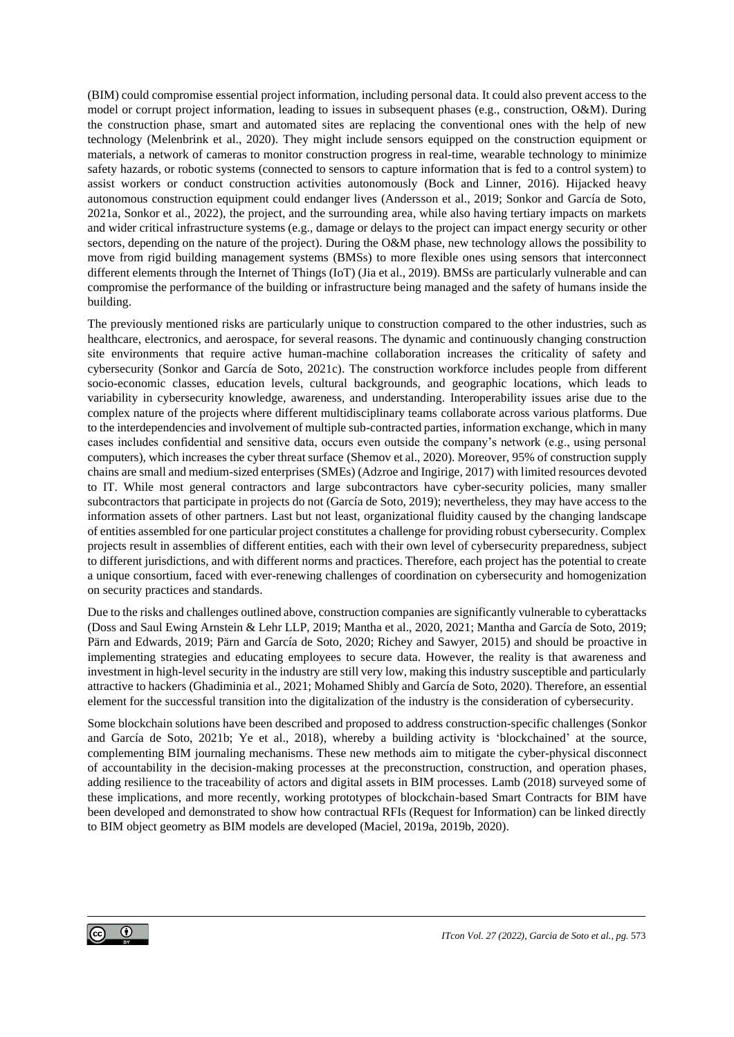(BIM) could compromise essential project information, including personal data. It could also prevent access to the model or corrupt project information, leading to issues in subsequent phases (e.g., construction, O&M). During the construction phase, smart and automated sites are replacing the conventional ones with the help of new technology (Melenbrink et al., 2020). They might include sensors equipped on the construction equipment or materials, a network of cameras to monitor construction progress in real-time, wearable technology to minimize safety hazards, or robotic systems (connected to sensors to capture information that is fed to a control system) to assist workers or conduct construction activities autonomously (Bock and Linner, 2016). Hijacked heavy autonomous construction equipment could endanger lives (Andersson et al., 2019; Sonkor and García de Soto, 2021a, Sonkor et al., 2022), the project, and the surrounding area, while also having tertiary impacts on markets and wider critical infrastructure systems (e.g., damage or delays to the project can impact energy security or other sectors, depending on the nature of the project). During the O&M phase, new technology allows the possibility to move from rigid building management systems (BMSs) to more flexible ones using sensors that interconnect different elements through the Internet of Things (IoT) (Jia et al., 2019). BMSs are particularly vulnerable and can compromise the performance of the building or infrastructure being managed and the safety of humans inside the building.

The previously mentioned risks are particularly unique to construction compared to the other industries, such as healthcare, electronics, and aerospace, for several reasons. The dynamic and continuously changing construction site environments that require active human-machine collaboration increases the criticality of safety and cybersecurity (Sonkor and García de Soto, 2021c). The construction workforce includes people from different socio-economic classes, education levels, cultural backgrounds, and geographic locations, which leads to variability in cybersecurity knowledge, awareness, and understanding. Interoperability issues arise due to the complex nature of the projects where different multidisciplinary teams collaborate across various platforms. Due to the interdependencies and involvement of multiple sub-contracted parties, information exchange, which in many cases includes confidential and sensitive data, occurs even outside the company's network (e.g., using personal computers), which increases the cyber threat surface (Shemov et al., 2020). Moreover, 95% of construction supply chains are small and medium-sized enterprises (SMEs) (Adzroe and Ingirige, 2017) with limited resources devoted to IT. While most general contractors and large subcontractors have cyber-security policies, many smaller subcontractors that participate in projects do not (García de Soto, 2019); nevertheless, they may have access to the information assets of other partners. Last but not least, organizational fluidity caused by the changing landscape of entities assembled for one particular project constitutes a challenge for providing robust cybersecurity. Complex projects result in assemblies of different entities, each with their own level of cybersecurity preparedness, subject to different jurisdictions, and with different norms and practices. Therefore, each project has the potential to create a unique consortium, faced with ever-renewing challenges of coordination on cybersecurity and homogenization on security practices and standards.

Due to the risks and challenges outlined above, construction companies are significantly vulnerable to cyberattacks (Doss and Saul Ewing Arnstein & Lehr LLP, 2019; Mantha et al., 2020, 2021; Mantha and García de Soto, 2019; Pärn and Edwards, 2019; Pärn and García de Soto, 2020; Richey and Sawyer, 2015) and should be proactive in implementing strategies and educating employees to secure data. However, the reality is that awareness and investment in high-level security in the industry are still very low, making this industry susceptible and particularly attractive to hackers (Ghadiminia et al., 2021; Mohamed Shibly and García de Soto, 2020). Therefore, an essential element for the successful transition into the digitalization of the industry is the consideration of cybersecurity.

Some blockchain solutions have been described and proposed to address construction-specific challenges (Sonkor and García de Soto, 2021b; Ye et al., 2018), whereby a building activity is 'blockchained' at the source, complementing BIM journaling mechanisms. These new methods aim to mitigate the cyber-physical disconnect of accountability in the decision-making processes at the preconstruction, construction, and operation phases, adding resilience to the traceability of actors and digital assets in BIM processes. Lamb (2018) surveyed some of these implications, and more recently, working prototypes of blockchain-based Smart Contracts for BIM have been developed and demonstrated to show how contractual RFIs (Request for Information) can be linked directly to BIM object geometry as BIM models are developed (Maciel, 2019a, 2019b, 2020).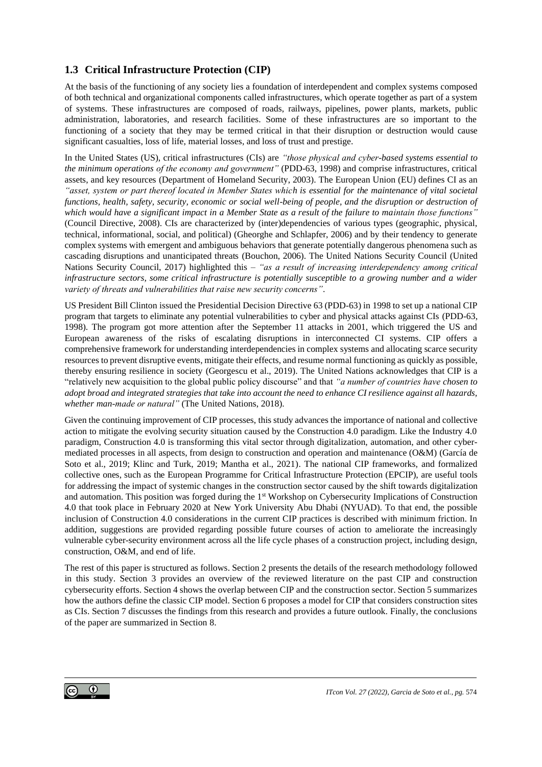## 1.3 Critical Infrastructure Protection (CIP)

At the basis of the functioning of any society lies a foundation of interdependent and complex systems composed of both technical and organizational components called infrastructures, which operate together as part of a system of systems. These infrastructures are composed of roads, railways, pipelines, power plants, markets, public administration, laboratories, and research facilities. Some of these infrastructures are so important to the functioning of a society that they may be termed critical in that their disruption or destruction would cause significant casualties, loss of life, material losses, and loss of trust and prestige.

In the United States (US), critical infrastructures (CIs) are *"those physical and cyber-based systems essential to the minimum operations of the economy and government"* (PDD-63, 1998) and comprise infrastructures, critical assets, and key resources (Department of Homeland Security, 2003). The European Union (EU) defines CI as an *"asset, system or part thereof located in Member States which is essential for the maintenance of vital societal functions, health, safety, security, economic or social well-being of people, and the disruption or destruction of which would have a significant impact in a Member State as a result of the failure to maintain those functions"* (Council Directive, 2008). CIs are characterized by (inter)dependencies of various types (geographic, physical, technical, informational, social, and political) (Gheorghe and Schlapfer, 2006) and by their tendency to generate complex systems with emergent and ambiguous behaviors that generate potentially dangerous phenomena such as cascading disruptions and unanticipated threats (Bouchon, 2006). The United Nations Security Council (United Nations Security Council, 2017) highlighted this – *"as a result of increasing interdependency among critical infrastructure sectors, some critical infrastructure is potentially susceptible to a growing number and a wider variety of threats and vulnerabilities that raise new security concerns"*.

US President Bill Clinton issued the Presidential Decision Directive 63 (PDD-63) in 1998 to set up a national CIP program that targets to eliminate any potential vulnerabilities to cyber and physical attacks against CIs (PDD-63, 1998). The program got more attention after the September 11 attacks in 2001, which triggered the US and European awareness of the risks of escalating disruptions in interconnected CI systems. CIP offers a comprehensive framework for understanding interdependencies in complex systems and allocating scarce security resources to prevent disruptive events, mitigate their effects, and resume normal functioning as quickly as possible, thereby ensuring resilience in society (Georgescu et al., 2019). The United Nations acknowledges that CIP is a "relatively new acquisition to the global public policy discourse" and that *"a number of countries have chosen to adopt broad and integrated strategies that take into account the need to enhance CI resilience against all hazards, whether man-made or natural"* (The United Nations, 2018).

Given the continuing improvement of CIP processes, this study advances the importance of national and collective action to mitigate the evolving security situation caused by the Construction 4.0 paradigm. Like the Industry 4.0 paradigm, Construction 4.0 is transforming this vital sector through digitalization, automation, and other cyber-mediated processes in all aspects, from design to construction and operation and maintenance (O&M) (García de Soto et al., 2019; Klinc and Turk, 2019; Mantha et al., 2021). The national CIP frameworks, and formalized collective ones, such as the European Programme for Critical Infrastructure Protection (EPCIP), are useful tools for addressing the impact of systemic changes in the construction sector caused by the shift towards digitalization and automation. This position was forged during the 1st Workshop on Cybersecurity Implications of Construction 4.0 that took place in February 2020 at New York University Abu Dhabi (NYUAD). To that end, the possible inclusion of Construction 4.0 considerations in the current CIP practices is described with minimum friction. In addition, suggestions are provided regarding possible future courses of action to ameliorate the increasingly vulnerable cyber-security environment across all the life cycle phases of a construction project, including design, construction, O&M, and end of life.

The rest of this paper is structured as follows. Section 2 presents the details of the research methodology followed in this study. Section 3 provides an overview of the reviewed literature on the past CIP and construction cybersecurity efforts. Section 4 shows the overlap between CIP and the construction sector. Section 5 summarizes how the authors define the classic CIP model. Section 6 proposes a model for CIP that considers construction sites as CIs. Section 7 discusses the findings from this research and provides a future outlook. Finally, the conclusions of the paper are summarized in Section 8.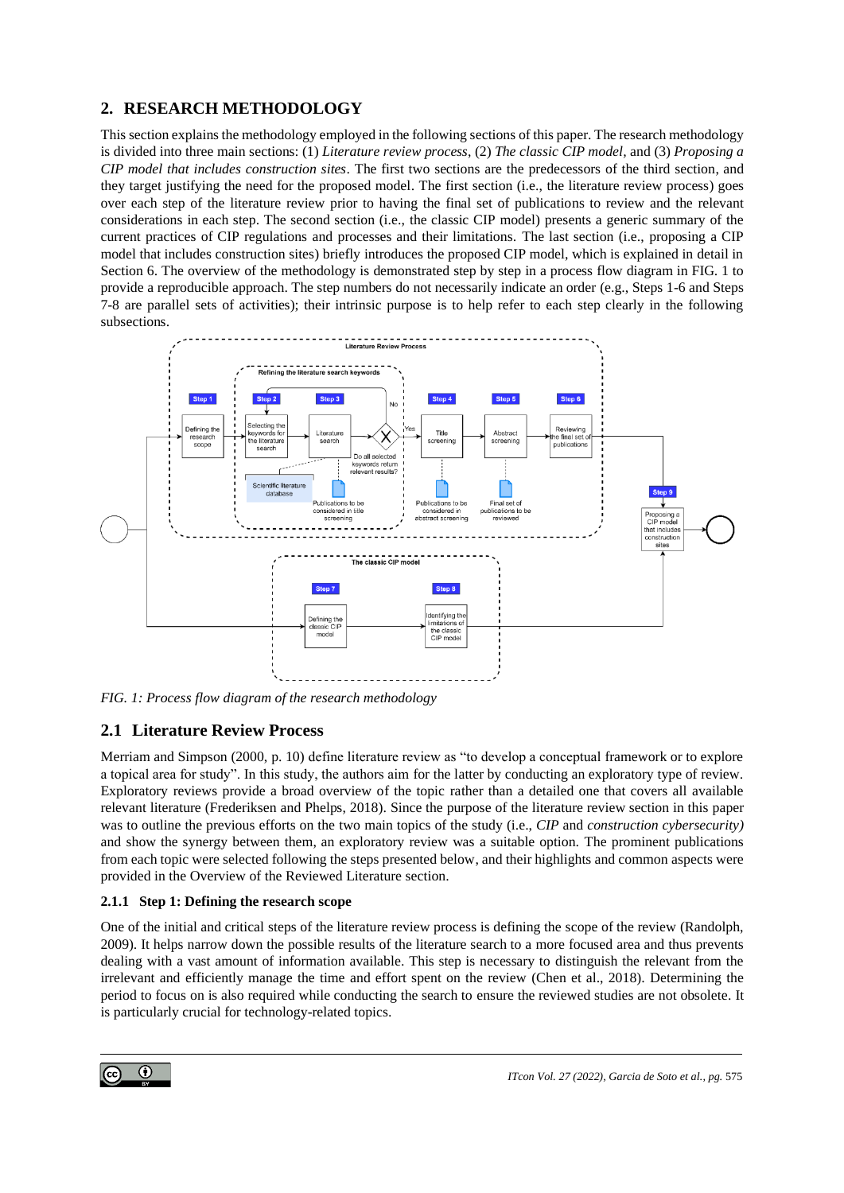## 2. RESEARCH METHODOLOGY

This section explains the methodology employed in the following sections of this paper. The research methodology is divided into three main sections: (1) *Literature review process*, (2) *The classic CIP model*, and (3) *Proposing a CIP model that includes construction sites*. The first two sections are the predecessors of the third section, and they target justifying the need for the proposed model. The first section (i.e., the literature review process) goes over each step of the literature review prior to having the final set of publications to review and the relevant considerations in each step. The second section (i.e., the classic CIP model) presents a generic summary of the current practices of CIP regulations and processes and their limitations. The last section (i.e., proposing a CIP model that includes construction sites) briefly introduces the proposed CIP model, which is explained in detail in Section 6. The overview of the methodology is demonstrated step by step in a process flow diagram in FIG. 1 to provide a reproducible approach. The step numbers do not necessarily indicate an order (e.g., Steps 1-6 and Steps 7-8 are parallel sets of activities); their intrinsic purpose is to help refer to each step clearly in the following subsections.

*FIG. 1: Process flow diagram of the research methodology*

## 2.1 Literature Review Process

Merriam and Simpson (2000, p. 10) define literature review as "to develop a conceptual framework or to explore a topical area for study". In this study, the authors aim for the latter by conducting an exploratory type of review. Exploratory reviews provide a broad overview of the topic rather than a detailed one that covers all available relevant literature (Frederiksen and Phelps, 2018). Since the purpose of the literature review section in this paper was to outline the previous efforts on the two main topics of the study (i.e., *CIP* and *construction cybersecurity)* and show the synergy between them, an exploratory review was a suitable option. The prominent publications from each topic were selected following the steps presented below, and their highlights and common aspects were provided in the Overview of the Reviewed Literature section.

### 2.1.1 Step 1: Defining the research scope

One of the initial and critical steps of the literature review process is defining the scope of the review (Randolph, 2009). It helps narrow down the possible results of the literature search to a more focused area and thus prevents dealing with a vast amount of information available. This step is necessary to distinguish the relevant from the irrelevant and efficiently manage the time and effort spent on the review (Chen et al., 2018). Determining the period to focus on is also required while conducting the search to ensure the reviewed studies are not obsolete. It is particularly crucial for technology-related topics.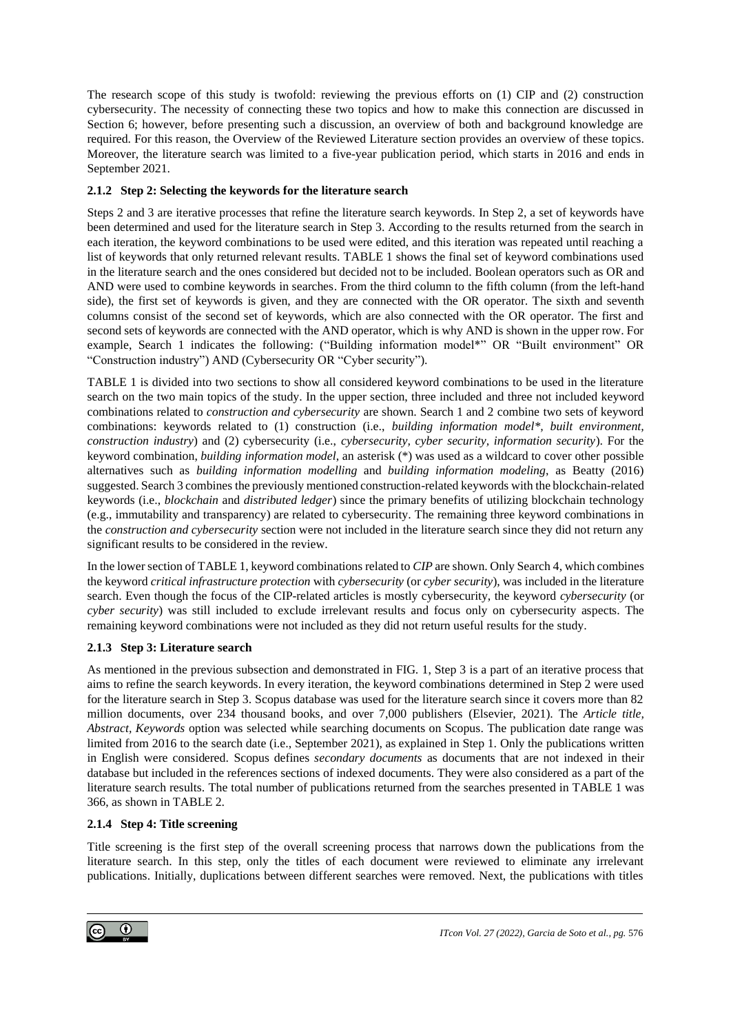The research scope of this study is twofold: reviewing the previous efforts on (1) CIP and (2) construction cybersecurity. The necessity of connecting these two topics and how to make this connection are discussed in Section 6; however, before presenting such a discussion, an overview of both and background knowledge are required. For this reason, the Overview of the Reviewed Literature section provides an overview of these topics. Moreover, the literature search was limited to a five-year publication period, which starts in 2016 and ends in September 2021.

### 2.1.2 Step 2: Selecting the keywords for the literature search

Steps 2 and 3 are iterative processes that refine the literature search keywords. In Step 2, a set of keywords have been determined and used for the literature search in Step 3. According to the results returned from the search in each iteration, the keyword combinations to be used were edited, and this iteration was repeated until reaching a list of keywords that only returned relevant results. TABLE 1 shows the final set of keyword combinations used in the literature search and the ones considered but decided not to be included. Boolean operators such as OR and AND were used to combine keywords in searches. From the third column to the fifth column (from the left-hand side), the first set of keywords is given, and they are connected with the OR operator. The sixth and seventh columns consist of the second set of keywords, which are also connected with the OR operator. The first and second sets of keywords are connected with the AND operator, which is why AND is shown in the upper row. For example, Search 1 indicates the following: ("Building information model*" OR "Built environment" OR "Construction industry") AND (Cybersecurity OR "Cyber security").

TABLE 1 is divided into two sections to show all considered keyword combinations to be used in the literature search on the two main topics of the study. In the upper section, three included and three not included keyword combinations related to *construction and cybersecurity* are shown. Search 1 and 2 combine two sets of keyword combinations: keywords related to (1) construction (i.e., *building information model*\*, *built environment*, *construction industry*) and (2) cybersecurity (i.e., *cybersecurity*, *cyber security*, *information security*). For the keyword combination, *building information model*, an asterisk (\*) was used as a wildcard to cover other possible alternatives such as *building information modelling* and *building information modeling*, as Beatty (2016) suggested. Search 3 combines the previously mentioned construction-related keywords with the blockchain-related keywords (i.e., *blockchain* and *distributed ledger*) since the primary benefits of utilizing blockchain technology (e.g., immutability and transparency) are related to cybersecurity. The remaining three keyword combinations in the *construction and cybersecurity* section were not included in the literature search since they did not return any significant results to be considered in the review.

In the lower section of TABLE 1, keyword combinations related to *CIP* are shown. Only Search 4, which combines the keyword *critical infrastructure protection* with *cybersecurity* (or *cyber security*), was included in the literature search. Even though the focus of the CIP-related articles is mostly cybersecurity, the keyword *cybersecurity* (or *cyber security*) was still included to exclude irrelevant results and focus only on cybersecurity aspects. The remaining keyword combinations were not included as they did not return useful results for the study.

### 2.1.3 Step 3: Literature search

As mentioned in the previous subsection and demonstrated in FIG. 1, Step 3 is a part of an iterative process that aims to refine the search keywords. In every iteration, the keyword combinations determined in Step 2 were used for the literature search in Step 3. Scopus database was used for the literature search since it covers more than 82 million documents, over 234 thousand books, and over 7,000 publishers (Elsevier, 2021). The *Article title, Abstract, Keywords* option was selected while searching documents on Scopus. The publication date range was limited from 2016 to the search date (i.e., September 2021), as explained in Step 1. Only the publications written in English were considered. Scopus defines *secondary documents* as documents that are not indexed in their database but included in the references sections of indexed documents. They were also considered as a part of the literature search results. The total number of publications returned from the searches presented in TABLE 1 was 366, as shown in TABLE 2.

### 2.1.4 Step 4: Title screening

Title screening is the first step of the overall screening process that narrows down the publications from the literature search. In this step, only the titles of each document were reviewed to eliminate any irrelevant publications. Initially, duplications between different searches were removed. Next, the publications with titles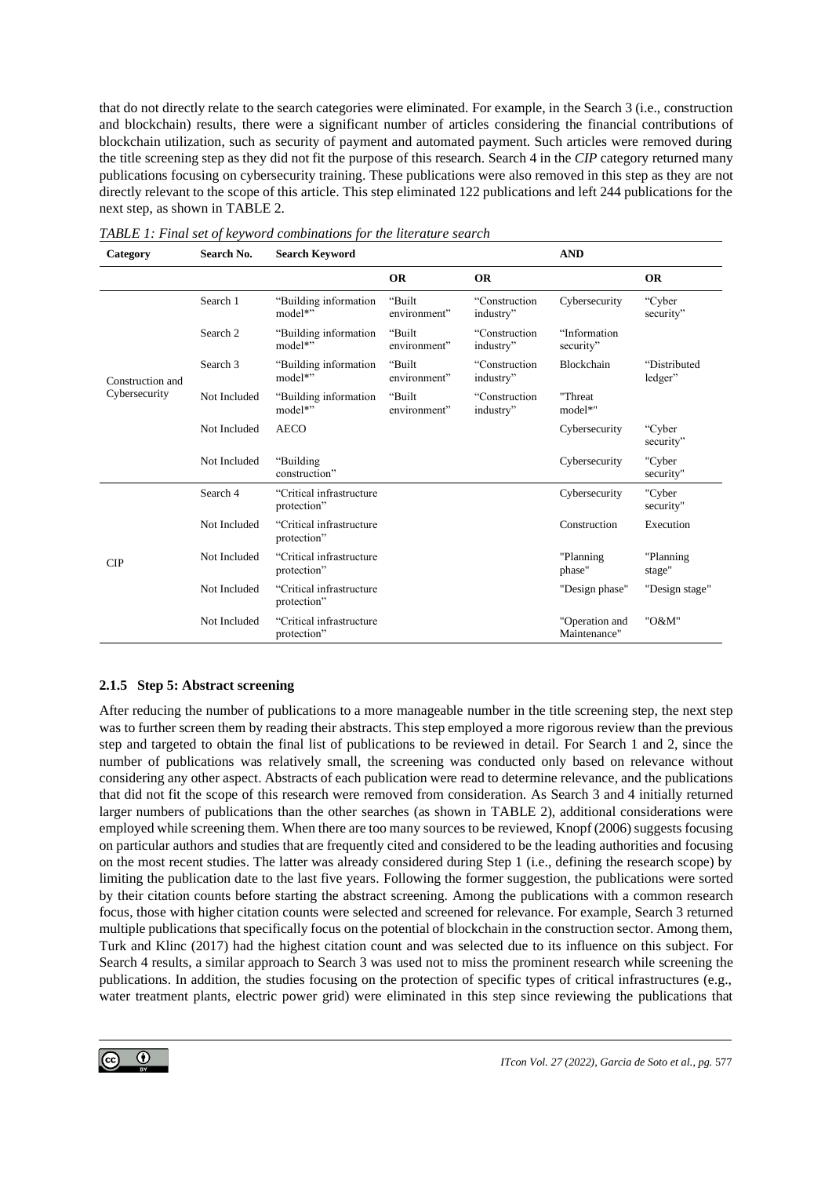that do not directly relate to the search categories were eliminated. For example, in the Search 3 (i.e., construction and blockchain) results, there were a significant number of articles considering the financial contributions of blockchain utilization, such as security of payment and automated payment. Such articles were removed during the title screening step as they did not fit the purpose of this research. Search 4 in the *CIP* category returned many publications focusing on cybersecurity training. These publications were also removed in this step as they are not directly relevant to the scope of this article. This step eliminated 122 publications and left 244 publications for the next step, as shown in TABLE 2.

*TABLE 1: Final set of keyword combinations for the literature search*

| Category | Search No. | Search Keyword | | | AND | |
|---|---|---|---|---|---|---|
| | | | OR | OR | | OR |
| Construction and Cybersecurity | Search 1 | "Building information model*" | "Built environment" | "Construction industry" | Cybersecurity | "Cyber security" |
| | Search 2 | "Building information model*" | "Built environment" | "Construction industry" | "Information security" | |
| | Search 3 | "Building information model*" | "Built environment" | "Construction industry" | Blockchain | "Distributed ledger" |
| | Not Included | "Building information model*" | "Built environment" | "Construction industry" | "Threat model*" | |
| | Not Included | AECO | | | Cybersecurity | "Cyber security" |
| | Not Included | "Building construction" | | | Cybersecurity | "Cyber security" |
| CIP | Search 4 | "Critical infrastructure protection" | | | Cybersecurity | "Cyber security" |
| | Not Included | "Critical infrastructure protection" | | | Construction | Execution |
| | Not Included | "Critical infrastructure protection" | | | "Planning phase" | "Planning stage" |
| | Not Included | "Critical infrastructure protection" | | | "Design phase" | "Design stage" |
| | Not Included | "Critical infrastructure protection" | | | "Operation and Maintenance" | "O&M" |

### 2.1.5 Step 5: Abstract screening

After reducing the number of publications to a more manageable number in the title screening step, the next step was to further screen them by reading their abstracts. This step employed a more rigorous review than the previous step and targeted to obtain the final list of publications to be reviewed in detail. For Search 1 and 2, since the number of publications was relatively small, the screening was conducted only based on relevance without considering any other aspect. Abstracts of each publication were read to determine relevance, and the publications that did not fit the scope of this research were removed from consideration. As Search 3 and 4 initially returned larger numbers of publications than the other searches (as shown in TABLE 2), additional considerations were employed while screening them. When there are too many sources to be reviewed, Knopf (2006) suggests focusing on particular authors and studies that are frequently cited and considered to be the leading authorities and focusing on the most recent studies. The latter was already considered during Step 1 (i.e., defining the research scope) by limiting the publication date to the last five years. Following the former suggestion, the publications were sorted by their citation counts before starting the abstract screening. Among the publications with a common research focus, those with higher citation counts were selected and screened for relevance. For example, Search 3 returned multiple publications that specifically focus on the potential of blockchain in the construction sector. Among them, Turk and Klinc (2017) had the highest citation count and was selected due to its influence on this subject. For Search 4 results, a similar approach to Search 3 was used not to miss the prominent research while screening the publications. In addition, the studies focusing on the protection of specific types of critical infrastructures (e.g., water treatment plants, electric power grid) were eliminated in this step since reviewing the publications that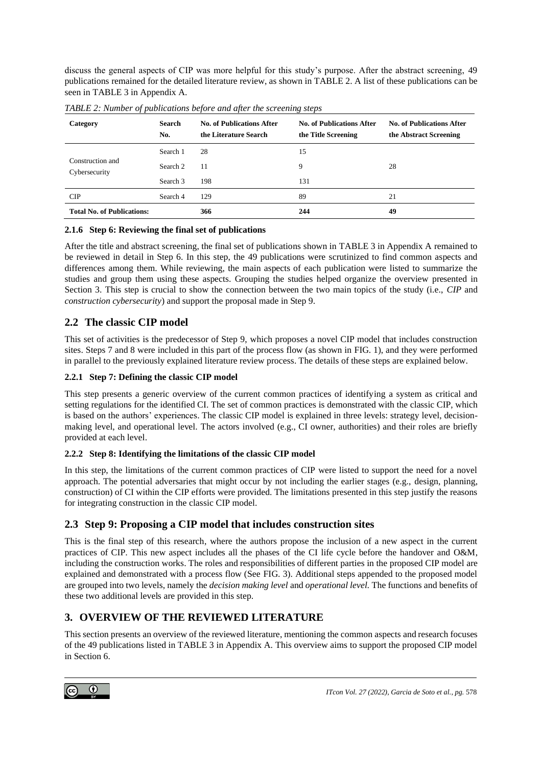discuss the general aspects of CIP was more helpful for this study's purpose. After the abstract screening, 49 publications remained for the detailed literature review, as shown in TABLE 2. A list of these publications can be seen in TABLE 3 in Appendix A.

*TABLE 2: Number of publications before and after the screening steps*

| Category | Search No. | No. of Publications After the Literature Search | No. of Publications After the Title Screening | No. of Publications After the Abstract Screening |
|---|---|---|---|---|
| Construction and Cybersecurity | Search 1 | 28 | 15 | 28 |
| | Search 2 | 11 | 9 | |
| | Search 3 | 198 | 131 | |
| CIP | Search 4 | 129 | 89 | 21 |
| **Total No. of Publications:** | | **366** | **244** | **49** |

### 2.1.6 Step 6: Reviewing the final set of publications

After the title and abstract screening, the final set of publications shown in TABLE 3 in Appendix A remained to be reviewed in detail in Step 6. In this step, the 49 publications were scrutinized to find common aspects and differences among them. While reviewing, the main aspects of each publication were listed to summarize the studies and group them using these aspects. Grouping the studies helped organize the overview presented in Section 3. This step is crucial to show the connection between the two main topics of the study (i.e., *CIP* and *construction cybersecurity*) and support the proposal made in Step 9.

## 2.2 The classic CIP model

This set of activities is the predecessor of Step 9, which proposes a novel CIP model that includes construction sites. Steps 7 and 8 were included in this part of the process flow (as shown in FIG. 1), and they were performed in parallel to the previously explained literature review process. The details of these steps are explained below.

### 2.2.1 Step 7: Defining the classic CIP model

This step presents a generic overview of the current common practices of identifying a system as critical and setting regulations for the identified CI. The set of common practices is demonstrated with the classic CIP, which is based on the authors' experiences. The classic CIP model is explained in three levels: strategy level, decision-making level, and operational level. The actors involved (e.g., CI owner, authorities) and their roles are briefly provided at each level.

### 2.2.2 Step 8: Identifying the limitations of the classic CIP model

In this step, the limitations of the current common practices of CIP were listed to support the need for a novel approach. The potential adversaries that might occur by not including the earlier stages (e.g., design, planning, construction) of CI within the CIP efforts were provided. The limitations presented in this step justify the reasons for integrating construction in the classic CIP model.

## 2.3 Step 9: Proposing a CIP model that includes construction sites

This is the final step of this research, where the authors propose the inclusion of a new aspect in the current practices of CIP. This new aspect includes all the phases of the CI life cycle before the handover and O&M, including the construction works. The roles and responsibilities of different parties in the proposed CIP model are explained and demonstrated with a process flow (See FIG. 3). Additional steps appended to the proposed model are grouped into two levels, namely the *decision making level* and *operational level*. The functions and benefits of these two additional levels are provided in this step.

# 3. OVERVIEW OF THE REVIEWED LITERATURE

This section presents an overview of the reviewed literature, mentioning the common aspects and research focuses of the 49 publications listed in TABLE 3 in Appendix A. This overview aims to support the proposed CIP model in Section 6.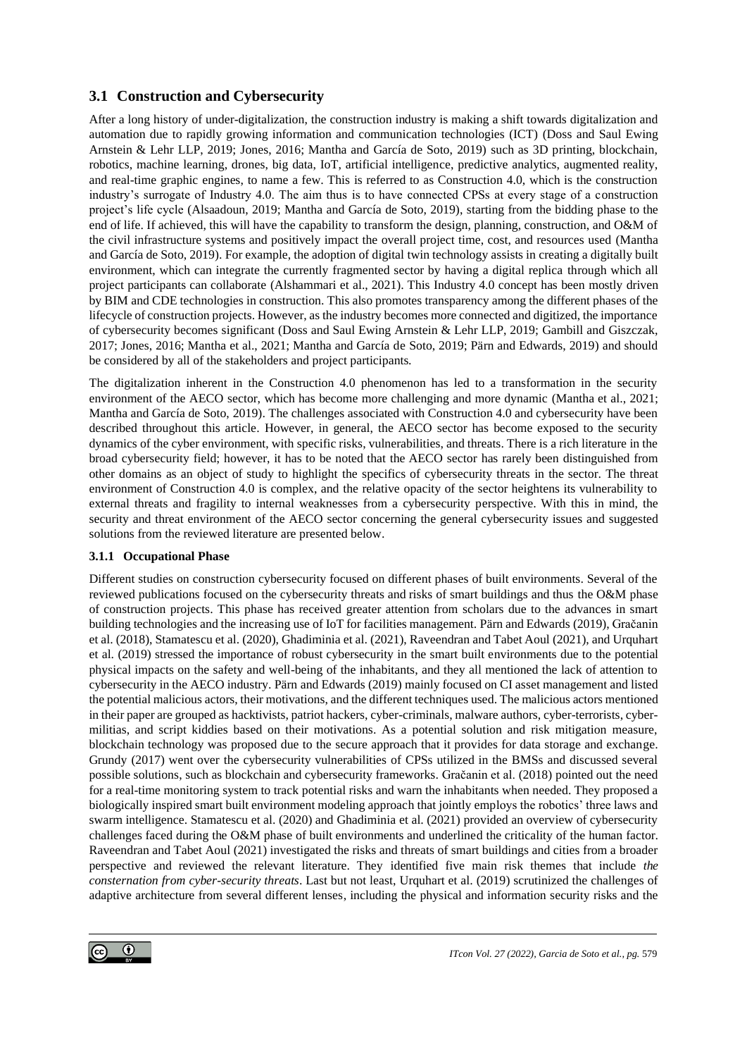## 3.1 Construction and Cybersecurity

After a long history of under-digitalization, the construction industry is making a shift towards digitalization and automation due to rapidly growing information and communication technologies (ICT) (Doss and Saul Ewing Arnstein & Lehr LLP, 2019; Jones, 2016; Mantha and García de Soto, 2019) such as 3D printing, blockchain, robotics, machine learning, drones, big data, IoT, artificial intelligence, predictive analytics, augmented reality, and real-time graphic engines, to name a few. This is referred to as Construction 4.0, which is the construction industry's surrogate of Industry 4.0. The aim thus is to have connected CPSs at every stage of a construction project's life cycle (Alsaadoun, 2019; Mantha and García de Soto, 2019), starting from the bidding phase to the end of life. If achieved, this will have the capability to transform the design, planning, construction, and O&M of the civil infrastructure systems and positively impact the overall project time, cost, and resources used (Mantha and García de Soto, 2019). For example, the adoption of digital twin technology assists in creating a digitally built environment, which can integrate the currently fragmented sector by having a digital replica through which all project participants can collaborate (Alshammari et al., 2021). This Industry 4.0 concept has been mostly driven by BIM and CDE technologies in construction. This also promotes transparency among the different phases of the lifecycle of construction projects. However, as the industry becomes more connected and digitized, the importance of cybersecurity becomes significant (Doss and Saul Ewing Arnstein & Lehr LLP, 2019; Gambill and Giszczak, 2017; Jones, 2016; Mantha et al., 2021; Mantha and García de Soto, 2019; Pärn and Edwards, 2019) and should be considered by all of the stakeholders and project participants.

The digitalization inherent in the Construction 4.0 phenomenon has led to a transformation in the security environment of the AECO sector, which has become more challenging and more dynamic (Mantha et al., 2021; Mantha and García de Soto, 2019). The challenges associated with Construction 4.0 and cybersecurity have been described throughout this article. However, in general, the AECO sector has become exposed to the security dynamics of the cyber environment, with specific risks, vulnerabilities, and threats. There is a rich literature in the broad cybersecurity field; however, it has to be noted that the AECO sector has rarely been distinguished from other domains as an object of study to highlight the specifics of cybersecurity threats in the sector. The threat environment of Construction 4.0 is complex, and the relative opacity of the sector heightens its vulnerability to external threats and fragility to internal weaknesses from a cybersecurity perspective. With this in mind, the security and threat environment of the AECO sector concerning the general cybersecurity issues and suggested solutions from the reviewed literature are presented below.

### 3.1.1 Occupational Phase

Different studies on construction cybersecurity focused on different phases of built environments. Several of the reviewed publications focused on the cybersecurity threats and risks of smart buildings and thus the O&M phase of construction projects. This phase has received greater attention from scholars due to the advances in smart building technologies and the increasing use of IoT for facilities management. Pärn and Edwards (2019), Gračanin et al. (2018), Stamatescu et al. (2020), Ghadiminia et al. (2021), Raveendran and Tabet Aoul (2021), and Urquhart et al. (2019) stressed the importance of robust cybersecurity in the smart built environments due to the potential physical impacts on the safety and well-being of the inhabitants, and they all mentioned the lack of attention to cybersecurity in the AECO industry. Pärn and Edwards (2019) mainly focused on CI asset management and listed the potential malicious actors, their motivations, and the different techniques used. The malicious actors mentioned in their paper are grouped as hacktivists, patriot hackers, cyber-criminals, malware authors, cyber-terrorists, cyber-militias, and script kiddies based on their motivations. As a potential solution and risk mitigation measure, blockchain technology was proposed due to the secure approach that it provides for data storage and exchange. Grundy (2017) went over the cybersecurity vulnerabilities of CPSs utilized in the BMSs and discussed several possible solutions, such as blockchain and cybersecurity frameworks. Gračanin et al. (2018) pointed out the need for a real-time monitoring system to track potential risks and warn the inhabitants when needed. They proposed a biologically inspired smart built environment modeling approach that jointly employs the robotics' three laws and swarm intelligence. Stamatescu et al. (2020) and Ghadiminia et al. (2021) provided an overview of cybersecurity challenges faced during the O&M phase of built environments and underlined the criticality of the human factor. Raveendran and Tabet Aoul (2021) investigated the risks and threats of smart buildings and cities from a broader perspective and reviewed the relevant literature. They identified five main risk themes that include *the consternation from cyber-security threats*. Last but not least, Urquhart et al. (2019) scrutinized the challenges of adaptive architecture from several different lenses, including the physical and information security risks and the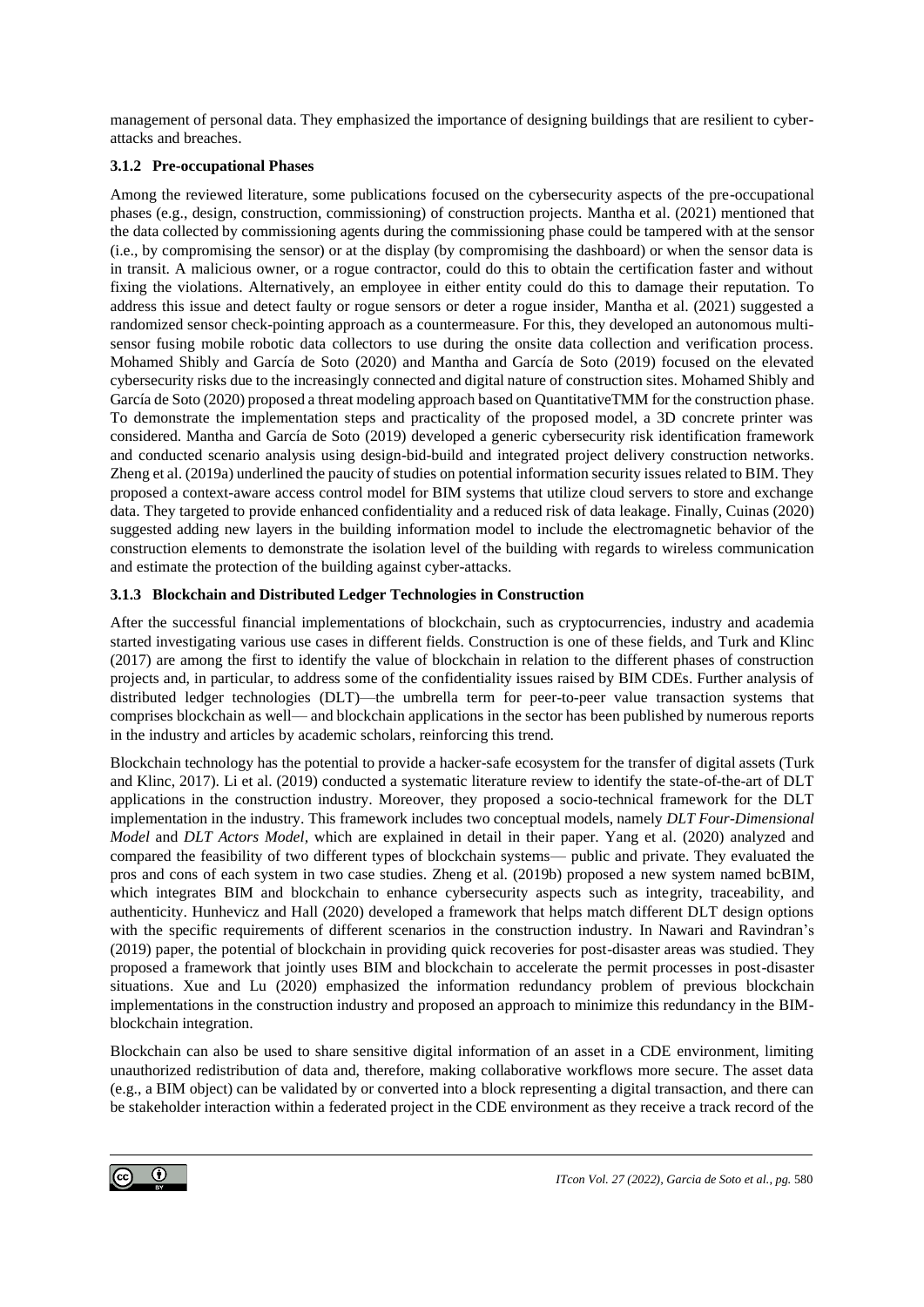management of personal data. They emphasized the importance of designing buildings that are resilient to cyber-attacks and breaches.

### 3.1.2 Pre-occupational Phases

Among the reviewed literature, some publications focused on the cybersecurity aspects of the pre-occupational phases (e.g., design, construction, commissioning) of construction projects. Mantha et al. (2021) mentioned that the data collected by commissioning agents during the commissioning phase could be tampered with at the sensor (i.e., by compromising the sensor) or at the display (by compromising the dashboard) or when the sensor data is in transit. A malicious owner, or a rogue contractor, could do this to obtain the certification faster and without fixing the violations. Alternatively, an employee in either entity could do this to damage their reputation. To address this issue and detect faulty or rogue sensors or deter a rogue insider, Mantha et al. (2021) suggested a randomized sensor check-pointing approach as a countermeasure. For this, they developed an autonomous multi-sensor fusing mobile robotic data collectors to use during the onsite data collection and verification process. Mohamed Shibly and García de Soto (2020) and Mantha and García de Soto (2019) focused on the elevated cybersecurity risks due to the increasingly connected and digital nature of construction sites. Mohamed Shibly and García de Soto (2020) proposed a threat modeling approach based on QuantitativeTMM for the construction phase. To demonstrate the implementation steps and practicality of the proposed model, a 3D concrete printer was considered. Mantha and García de Soto (2019) developed a generic cybersecurity risk identification framework and conducted scenario analysis using design-bid-build and integrated project delivery construction networks. Zheng et al. (2019a) underlined the paucity of studies on potential information security issues related to BIM. They proposed a context-aware access control model for BIM systems that utilize cloud servers to store and exchange data. They targeted to provide enhanced confidentiality and a reduced risk of data leakage. Finally, Cuinas (2020) suggested adding new layers in the building information model to include the electromagnetic behavior of the construction elements to demonstrate the isolation level of the building with regards to wireless communication and estimate the protection of the building against cyber-attacks.

### 3.1.3 Blockchain and Distributed Ledger Technologies in Construction

After the successful financial implementations of blockchain, such as cryptocurrencies, industry and academia started investigating various use cases in different fields. Construction is one of these fields, and Turk and Klinc (2017) are among the first to identify the value of blockchain in relation to the different phases of construction projects and, in particular, to address some of the confidentiality issues raised by BIM CDEs. Further analysis of distributed ledger technologies (DLT)—the umbrella term for peer-to-peer value transaction systems that comprises blockchain as well— and blockchain applications in the sector has been published by numerous reports in the industry and articles by academic scholars, reinforcing this trend.

Blockchain technology has the potential to provide a hacker-safe ecosystem for the transfer of digital assets (Turk and Klinc, 2017). Li et al. (2019) conducted a systematic literature review to identify the state-of-the-art of DLT applications in the construction industry. Moreover, they proposed a socio-technical framework for the DLT implementation in the industry. This framework includes two conceptual models, namely *DLT Four-Dimensional Model* and *DLT Actors Model*, which are explained in detail in their paper. Yang et al. (2020) analyzed and compared the feasibility of two different types of blockchain systems— public and private. They evaluated the pros and cons of each system in two case studies. Zheng et al. (2019b) proposed a new system named bcBIM, which integrates BIM and blockchain to enhance cybersecurity aspects such as integrity, traceability, and authenticity. Hunhevicz and Hall (2020) developed a framework that helps match different DLT design options with the specific requirements of different scenarios in the construction industry. In Nawari and Ravindran's (2019) paper, the potential of blockchain in providing quick recoveries for post-disaster areas was studied. They proposed a framework that jointly uses BIM and blockchain to accelerate the permit processes in post-disaster situations. Xue and Lu (2020) emphasized the information redundancy problem of previous blockchain implementations in the construction industry and proposed an approach to minimize this redundancy in the BIM-blockchain integration.

Blockchain can also be used to share sensitive digital information of an asset in a CDE environment, limiting unauthorized redistribution of data and, therefore, making collaborative workflows more secure. The asset data (e.g., a BIM object) can be validated by or converted into a block representing a digital transaction, and there can be stakeholder interaction within a federated project in the CDE environment as they receive a track record of the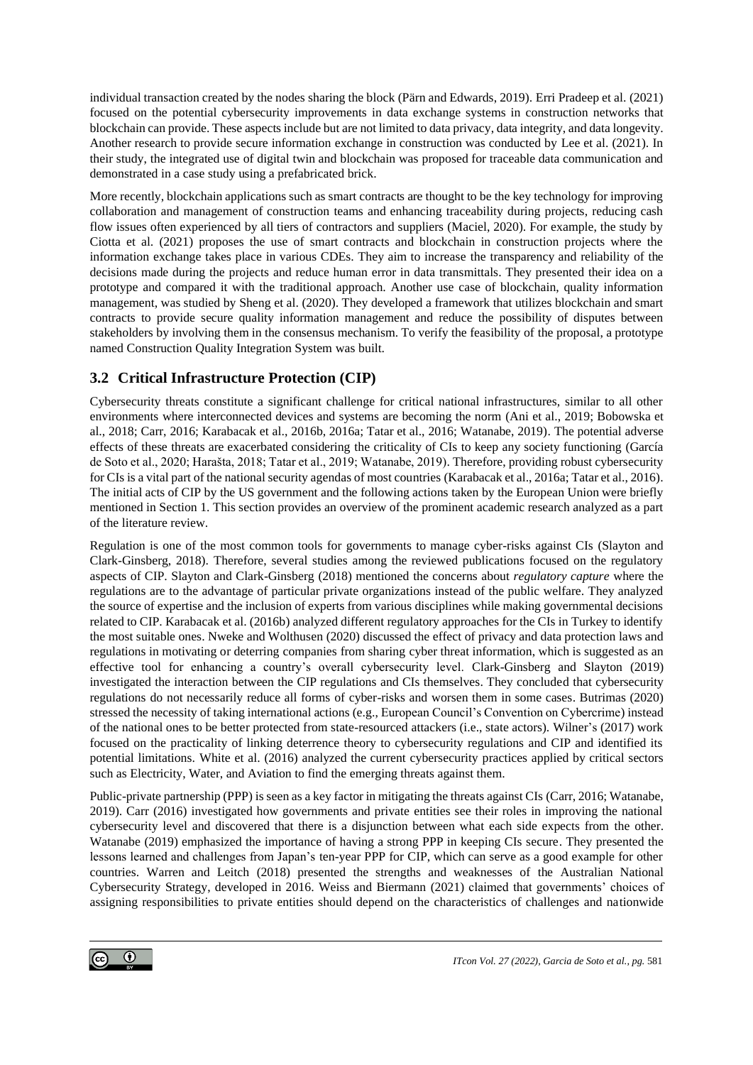individual transaction created by the nodes sharing the block (Pärn and Edwards, 2019). Erri Pradeep et al. (2021) focused on the potential cybersecurity improvements in data exchange systems in construction networks that blockchain can provide. These aspects include but are not limited to data privacy, data integrity, and data longevity. Another research to provide secure information exchange in construction was conducted by Lee et al. (2021). In their study, the integrated use of digital twin and blockchain was proposed for traceable data communication and demonstrated in a case study using a prefabricated brick.

More recently, blockchain applications such as smart contracts are thought to be the key technology for improving collaboration and management of construction teams and enhancing traceability during projects, reducing cash flow issues often experienced by all tiers of contractors and suppliers (Maciel, 2020). For example, the study by Ciotta et al. (2021) proposes the use of smart contracts and blockchain in construction projects where the information exchange takes place in various CDEs. They aim to increase the transparency and reliability of the decisions made during the projects and reduce human error in data transmittals. They presented their idea on a prototype and compared it with the traditional approach. Another use case of blockchain, quality information management, was studied by Sheng et al. (2020). They developed a framework that utilizes blockchain and smart contracts to provide secure quality information management and reduce the possibility of disputes between stakeholders by involving them in the consensus mechanism. To verify the feasibility of the proposal, a prototype named Construction Quality Integration System was built.

## 3.2 Critical Infrastructure Protection (CIP)

Cybersecurity threats constitute a significant challenge for critical national infrastructures, similar to all other environments where interconnected devices and systems are becoming the norm (Ani et al., 2019; Bobowska et al., 2018; Carr, 2016; Karabacak et al., 2016b, 2016a; Tatar et al., 2016; Watanabe, 2019). The potential adverse effects of these threats are exacerbated considering the criticality of CIs to keep any society functioning (García de Soto et al., 2020; Harašta, 2018; Tatar et al., 2019; Watanabe, 2019). Therefore, providing robust cybersecurity for CIs is a vital part of the national security agendas of most countries (Karabacak et al., 2016a; Tatar et al., 2016). The initial acts of CIP by the US government and the following actions taken by the European Union were briefly mentioned in Section 1. This section provides an overview of the prominent academic research analyzed as a part of the literature review.

Regulation is one of the most common tools for governments to manage cyber-risks against CIs (Slayton and Clark-Ginsberg, 2018). Therefore, several studies among the reviewed publications focused on the regulatory aspects of CIP. Slayton and Clark-Ginsberg (2018) mentioned the concerns about *regulatory capture* where the regulations are to the advantage of particular private organizations instead of the public welfare. They analyzed the source of expertise and the inclusion of experts from various disciplines while making governmental decisions related to CIP. Karabacak et al. (2016b) analyzed different regulatory approaches for the CIs in Turkey to identify the most suitable ones. Nweke and Wolthusen (2020) discussed the effect of privacy and data protection laws and regulations in motivating or deterring companies from sharing cyber threat information, which is suggested as an effective tool for enhancing a country's overall cybersecurity level. Clark-Ginsberg and Slayton (2019) investigated the interaction between the CIP regulations and CIs themselves. They concluded that cybersecurity regulations do not necessarily reduce all forms of cyber-risks and worsen them in some cases. Butrimas (2020) stressed the necessity of taking international actions (e.g., European Council's Convention on Cybercrime) instead of the national ones to be better protected from state-resourced attackers (i.e., state actors). Wilner's (2017) work focused on the practicality of linking deterrence theory to cybersecurity regulations and CIP and identified its potential limitations. White et al. (2016) analyzed the current cybersecurity practices applied by critical sectors such as Electricity, Water, and Aviation to find the emerging threats against them.

Public-private partnership (PPP) is seen as a key factor in mitigating the threats against CIs (Carr, 2016; Watanabe, 2019). Carr (2016) investigated how governments and private entities see their roles in improving the national cybersecurity level and discovered that there is a disjunction between what each side expects from the other. Watanabe (2019) emphasized the importance of having a strong PPP in keeping CIs secure. They presented the lessons learned and challenges from Japan's ten-year PPP for CIP, which can serve as a good example for other countries. Warren and Leitch (2018) presented the strengths and weaknesses of the Australian National Cybersecurity Strategy, developed in 2016. Weiss and Biermann (2021) claimed that governments' choices of assigning responsibilities to private entities should depend on the characteristics of challenges and nationwide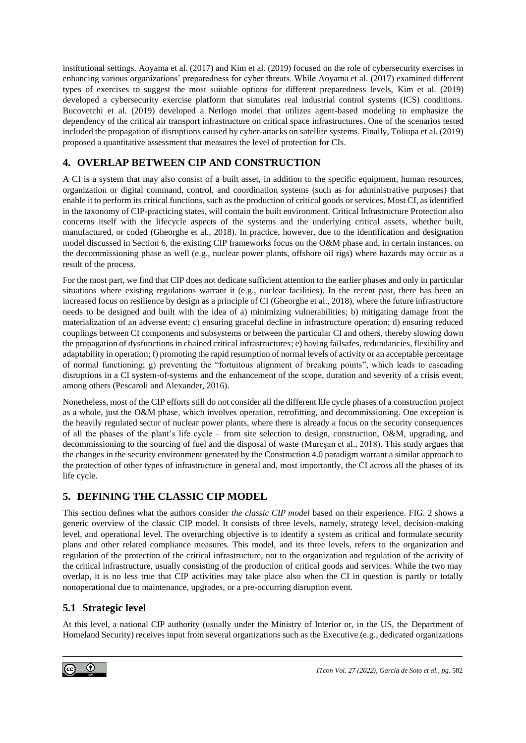institutional settings. Aoyama et al. (2017) and Kim et al. (2019) focused on the role of cybersecurity exercises in enhancing various organizations' preparedness for cyber threats. While Aoyama et al. (2017) examined different types of exercises to suggest the most suitable options for different preparedness levels, Kim et al. (2019) developed a cybersecurity exercise platform that simulates real industrial control systems (ICS) conditions. Bucovetchi et al. (2019) developed a Netlogo model that utilizes agent-based modeling to emphasize the dependency of the critical air transport infrastructure on critical space infrastructures. One of the scenarios tested included the propagation of disruptions caused by cyber-attacks on satellite systems. Finally, Toliupa et al. (2019) proposed a quantitative assessment that measures the level of protection for CIs.

## 4. OVERLAP BETWEEN CIP AND CONSTRUCTION

A CI is a system that may also consist of a built asset, in addition to the specific equipment, human resources, organization or digital command, control, and coordination systems (such as for administrative purposes) that enable it to perform its critical functions, such as the production of critical goods or services. Most CI, as identified in the taxonomy of CIP-practicing states, will contain the built environment. Critical Infrastructure Protection also concerns itself with the lifecycle aspects of the systems and the underlying critical assets, whether built, manufactured, or coded (Gheorghe et al., 2018). In practice, however, due to the identification and designation model discussed in Section 6, the existing CIP frameworks focus on the O&M phase and, in certain instances, on the decommissioning phase as well (e.g., nuclear power plants, offshore oil rigs) where hazards may occur as a result of the process.

For the most part, we find that CIP does not dedicate sufficient attention to the earlier phases and only in particular situations where existing regulations warrant it (e.g., nuclear facilities). In the recent past, there has been an increased focus on resilience by design as a principle of CI (Gheorghe et al., 2018), where the future infrastructure needs to be designed and built with the idea of a) minimizing vulnerabilities; b) mitigating damage from the materialization of an adverse event; c) ensuring graceful decline in infrastructure operation; d) ensuring reduced couplings between CI components and subsystems or between the particular CI and others, thereby slowing down the propagation of dysfunctions in chained critical infrastructures; e) having failsafes, redundancies, flexibility and adaptability in operation; f) promoting the rapid resumption of normal levels of activity or an acceptable percentage of normal functioning; g) preventing the "fortuitous alignment of breaking points", which leads to cascading disruptions in a CI system-of-systems and the enhancement of the scope, duration and severity of a crisis event, among others (Pescaroli and Alexander, 2016).

Nonetheless, most of the CIP efforts still do not consider all the different life cycle phases of a construction project as a whole, just the O&M phase, which involves operation, retrofitting, and decommissioning. One exception is the heavily regulated sector of nuclear power plants, where there is already a focus on the security consequences of all the phases of the plant's life cycle – from site selection to design, construction, O&M, upgrading, and decommissioning to the sourcing of fuel and the disposal of waste (Mureșan et al., 2018). This study argues that the changes in the security environment generated by the Construction 4.0 paradigm warrant a similar approach to the protection of other types of infrastructure in general and, most importantly, the CI across all the phases of its life cycle.

## 5. DEFINING THE CLASSIC CIP MODEL

This section defines what the authors consider *the classic CIP model* based on their experience. FIG. 2 shows a generic overview of the classic CIP model. It consists of three levels, namely, strategy level, decision-making level, and operational level. The overarching objective is to identify a system as critical and formulate security plans and other related compliance measures. This model, and its three levels, refers to the organization and regulation of the protection of the critical infrastructure, not to the organization and regulation of the activity of the critical infrastructure, usually consisting of the production of critical goods and services. While the two may overlap, it is no less true that CIP activities may take place also when the CI in question is partly or totally nonoperational due to maintenance, upgrades, or a pre-occurring disruption event.

### 5.1 Strategic level

At this level, a national CIP authority (usually under the Ministry of Interior or, in the US, the Department of Homeland Security) receives input from several organizations such as the Executive (e.g., dedicated organizations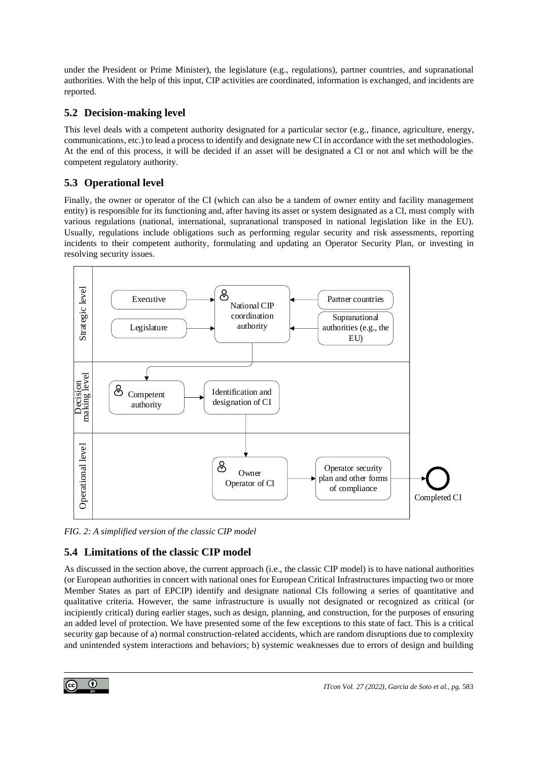under the President or Prime Minister), the legislature (e.g., regulations), partner countries, and supranational authorities. With the help of this input, CIP activities are coordinated, information is exchanged, and incidents are reported.

## 5.2 Decision-making level

This level deals with a competent authority designated for a particular sector (e.g., finance, agriculture, energy, communications, etc.) to lead a process to identify and designate new CI in accordance with the set methodologies. At the end of this process, it will be decided if an asset will be designated a CI or not and which will be the competent regulatory authority.

## 5.3 Operational level

Finally, the owner or operator of the CI (which can also be a tandem of owner entity and facility management entity) is responsible for its functioning and, after having its asset or system designated as a CI, must comply with various regulations (national, international, supranational transposed in national legislation like in the EU). Usually, regulations include obligations such as performing regular security and risk assessments, reporting incidents to their competent authority, formulating and updating an Operator Security Plan, or investing in resolving security issues.

*FIG. 2: A simplified version of the classic CIP model*

## 5.4 Limitations of the classic CIP model

As discussed in the section above, the current approach (i.e., the classic CIP model) is to have national authorities (or European authorities in concert with national ones for European Critical Infrastructures impacting two or more Member States as part of EPCIP) identify and designate national CIs following a series of quantitative and qualitative criteria. However, the same infrastructure is usually not designated or recognized as critical (or incipiently critical) during earlier stages, such as design, planning, and construction, for the purposes of ensuring an added level of protection. We have presented some of the few exceptions to this state of fact. This is a critical security gap because of a) normal construction-related accidents, which are random disruptions due to complexity and unintended system interactions and behaviors; b) systemic weaknesses due to errors of design and building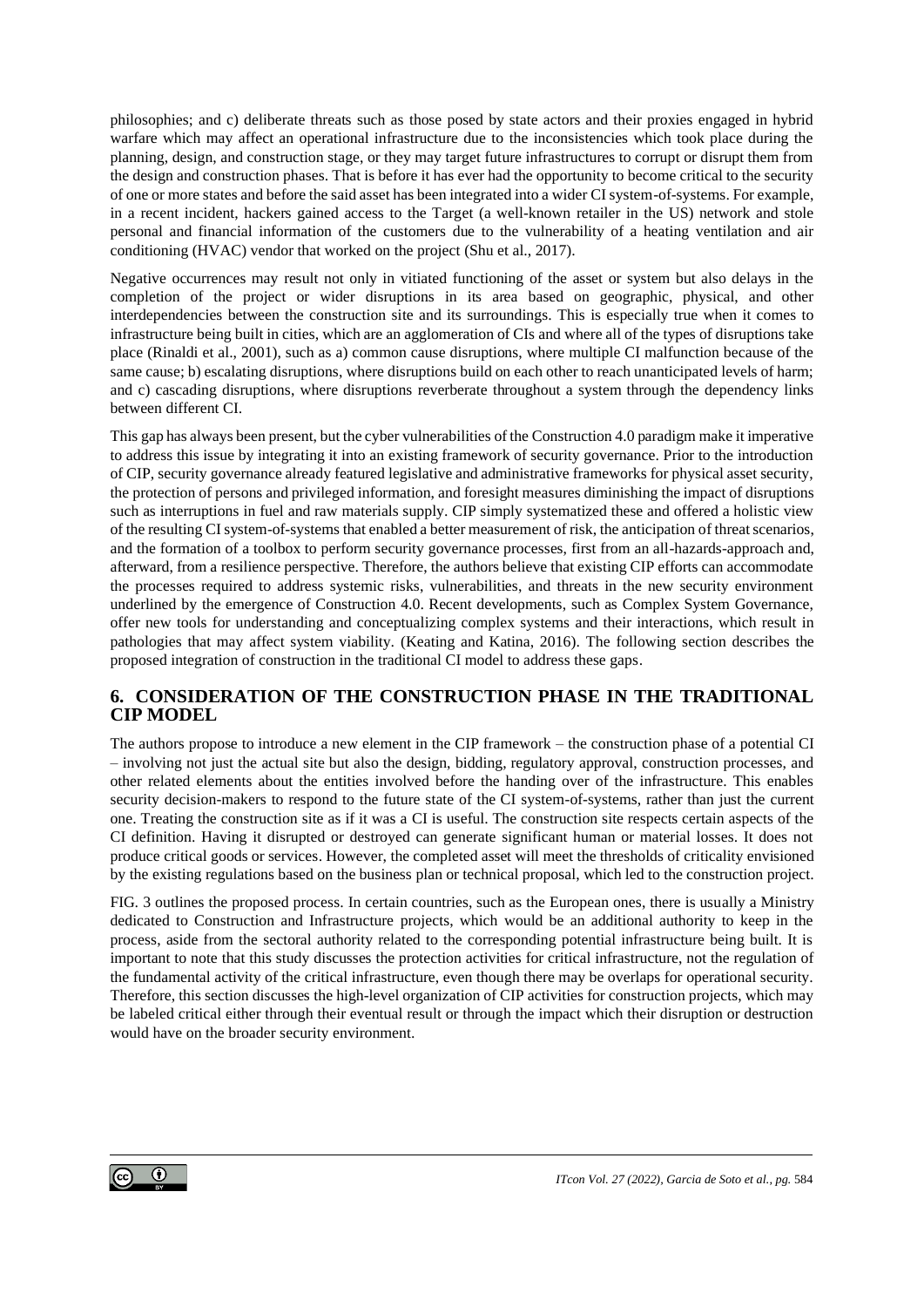philosophies; and c) deliberate threats such as those posed by state actors and their proxies engaged in hybrid warfare which may affect an operational infrastructure due to the inconsistencies which took place during the planning, design, and construction stage, or they may target future infrastructures to corrupt or disrupt them from the design and construction phases. That is before it has ever had the opportunity to become critical to the security of one or more states and before the said asset has been integrated into a wider CI system-of-systems. For example, in a recent incident, hackers gained access to the Target (a well-known retailer in the US) network and stole personal and financial information of the customers due to the vulnerability of a heating ventilation and air conditioning (HVAC) vendor that worked on the project (Shu et al., 2017).

Negative occurrences may result not only in vitiated functioning of the asset or system but also delays in the completion of the project or wider disruptions in its area based on geographic, physical, and other interdependencies between the construction site and its surroundings. This is especially true when it comes to infrastructure being built in cities, which are an agglomeration of CIs and where all of the types of disruptions take place (Rinaldi et al., 2001), such as a) common cause disruptions, where multiple CI malfunction because of the same cause; b) escalating disruptions, where disruptions build on each other to reach unanticipated levels of harm; and c) cascading disruptions, where disruptions reverberate throughout a system through the dependency links between different CI.

This gap has always been present, but the cyber vulnerabilities of the Construction 4.0 paradigm make it imperative to address this issue by integrating it into an existing framework of security governance. Prior to the introduction of CIP, security governance already featured legislative and administrative frameworks for physical asset security, the protection of persons and privileged information, and foresight measures diminishing the impact of disruptions such as interruptions in fuel and raw materials supply. CIP simply systematized these and offered a holistic view of the resulting CI system-of-systems that enabled a better measurement of risk, the anticipation of threat scenarios, and the formation of a toolbox to perform security governance processes, first from an all-hazards-approach and, afterward, from a resilience perspective. Therefore, the authors believe that existing CIP efforts can accommodate the processes required to address systemic risks, vulnerabilities, and threats in the new security environment underlined by the emergence of Construction 4.0. Recent developments, such as Complex System Governance, offer new tools for understanding and conceptualizing complex systems and their interactions, which result in pathologies that may affect system viability. (Keating and Katina, 2016). The following section describes the proposed integration of construction in the traditional CI model to address these gaps.

## 6. CONSIDERATION OF THE CONSTRUCTION PHASE IN THE TRADITIONAL CIP MODEL

The authors propose to introduce a new element in the CIP framework – the construction phase of a potential CI – involving not just the actual site but also the design, bidding, regulatory approval, construction processes, and other related elements about the entities involved before the handing over of the infrastructure. This enables security decision-makers to respond to the future state of the CI system-of-systems, rather than just the current one. Treating the construction site as if it was a CI is useful. The construction site respects certain aspects of the CI definition. Having it disrupted or destroyed can generate significant human or material losses. It does not produce critical goods or services. However, the completed asset will meet the thresholds of criticality envisioned by the existing regulations based on the business plan or technical proposal, which led to the construction project.

FIG. 3 outlines the proposed process. In certain countries, such as the European ones, there is usually a Ministry dedicated to Construction and Infrastructure projects, which would be an additional authority to keep in the process, aside from the sectoral authority related to the corresponding potential infrastructure being built. It is important to note that this study discusses the protection activities for critical infrastructure, not the regulation of the fundamental activity of the critical infrastructure, even though there may be overlaps for operational security. Therefore, this section discusses the high-level organization of CIP activities for construction projects, which may be labeled critical either through their eventual result or through the impact which their disruption or destruction would have on the broader security environment.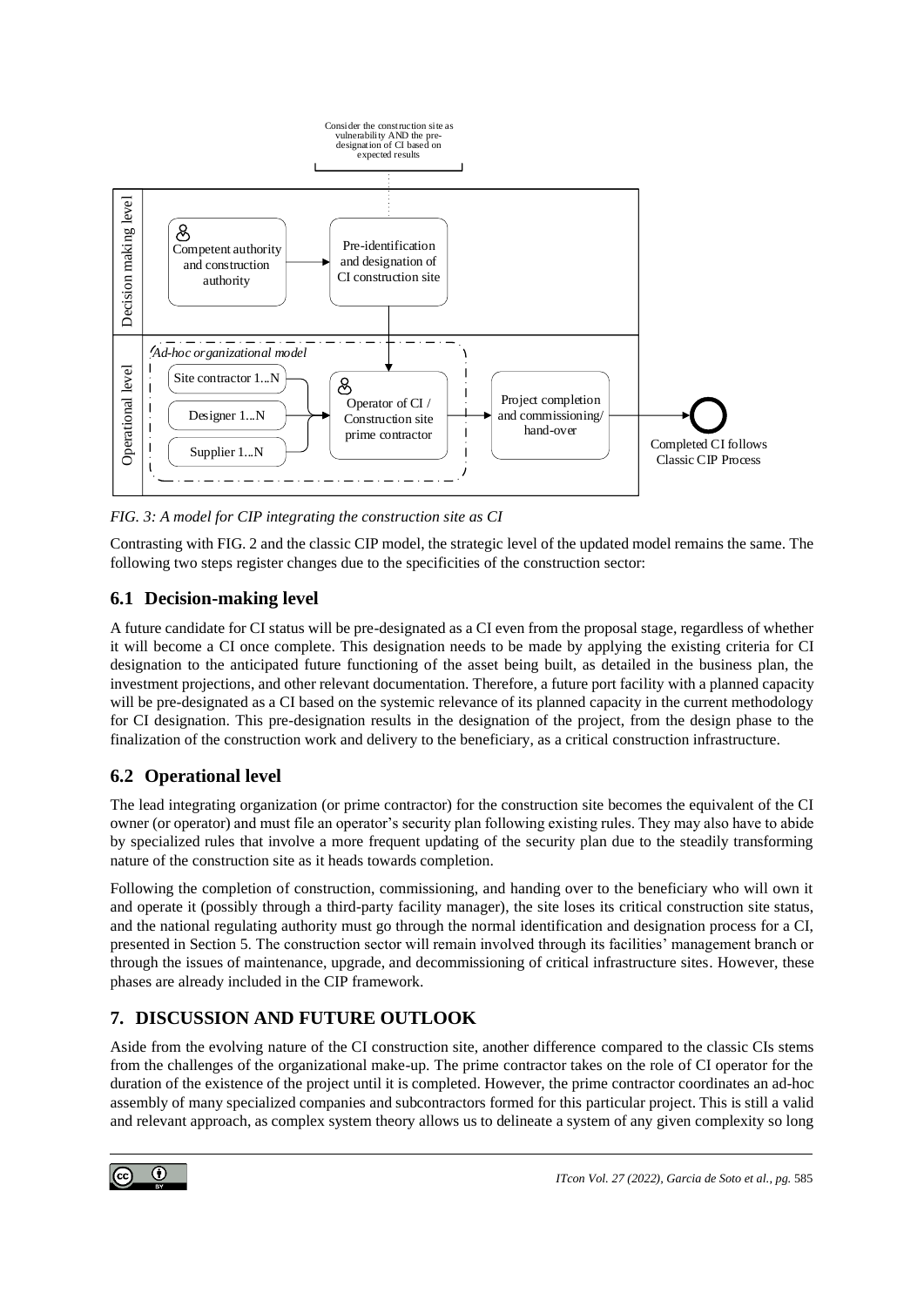FIG. 3: A model for CIP integrating the construction site as CI

Contrasting with FIG. 2 and the classic CIP model, the strategic level of the updated model remains the same. The following two steps register changes due to the specificities of the construction sector:

## 6.1 Decision-making level

A future candidate for CI status will be pre-designated as a CI even from the proposal stage, regardless of whether it will become a CI once complete. This designation needs to be made by applying the existing criteria for CI designation to the anticipated future functioning of the asset being built, as detailed in the business plan, the investment projections, and other relevant documentation. Therefore, a future port facility with a planned capacity will be pre-designated as a CI based on the systemic relevance of its planned capacity in the current methodology for CI designation. This pre-designation results in the designation of the project, from the design phase to the finalization of the construction work and delivery to the beneficiary, as a critical construction infrastructure.

## 6.2 Operational level

The lead integrating organization (or prime contractor) for the construction site becomes the equivalent of the CI owner (or operator) and must file an operator's security plan following existing rules. They may also have to abide by specialized rules that involve a more frequent updating of the security plan due to the steadily transforming nature of the construction site as it heads towards completion.

Following the completion of construction, commissioning, and handing over to the beneficiary who will own it and operate it (possibly through a third-party facility manager), the site loses its critical construction site status, and the national regulating authority must go through the normal identification and designation process for a CI, presented in Section 5. The construction sector will remain involved through its facilities' management branch or through the issues of maintenance, upgrade, and decommissioning of critical infrastructure sites. However, these phases are already included in the CIP framework.

# 7. DISCUSSION AND FUTURE OUTLOOK

Aside from the evolving nature of the CI construction site, another difference compared to the classic CIs stems from the challenges of the organizational make-up. The prime contractor takes on the role of CI operator for the duration of the existence of the project until it is completed. However, the prime contractor coordinates an ad-hoc assembly of many specialized companies and subcontractors formed for this particular project. This is still a valid and relevant approach, as complex system theory allows us to delineate a system of any given complexity so long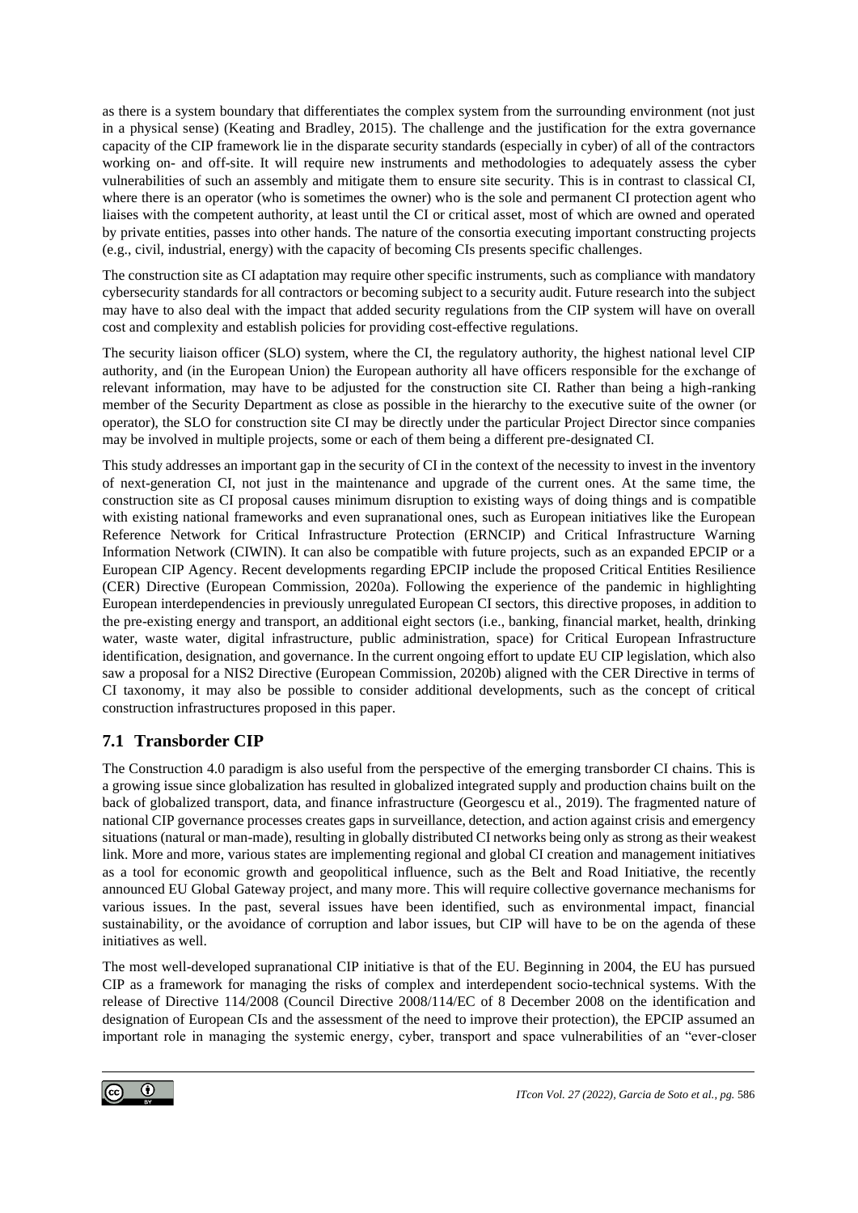as there is a system boundary that differentiates the complex system from the surrounding environment (not just in a physical sense) (Keating and Bradley, 2015). The challenge and the justification for the extra governance capacity of the CIP framework lie in the disparate security standards (especially in cyber) of all of the contractors working on- and off-site. It will require new instruments and methodologies to adequately assess the cyber vulnerabilities of such an assembly and mitigate them to ensure site security. This is in contrast to classical CI, where there is an operator (who is sometimes the owner) who is the sole and permanent CI protection agent who liaises with the competent authority, at least until the CI or critical asset, most of which are owned and operated by private entities, passes into other hands. The nature of the consortia executing important constructing projects (e.g., civil, industrial, energy) with the capacity of becoming CIs presents specific challenges.

The construction site as CI adaptation may require other specific instruments, such as compliance with mandatory cybersecurity standards for all contractors or becoming subject to a security audit. Future research into the subject may have to also deal with the impact that added security regulations from the CIP system will have on overall cost and complexity and establish policies for providing cost-effective regulations.

The security liaison officer (SLO) system, where the CI, the regulatory authority, the highest national level CIP authority, and (in the European Union) the European authority all have officers responsible for the exchange of relevant information, may have to be adjusted for the construction site CI. Rather than being a high-ranking member of the Security Department as close as possible in the hierarchy to the executive suite of the owner (or operator), the SLO for construction site CI may be directly under the particular Project Director since companies may be involved in multiple projects, some or each of them being a different pre-designated CI.

This study addresses an important gap in the security of CI in the context of the necessity to invest in the inventory of next-generation CI, not just in the maintenance and upgrade of the current ones. At the same time, the construction site as CI proposal causes minimum disruption to existing ways of doing things and is compatible with existing national frameworks and even supranational ones, such as European initiatives like the European Reference Network for Critical Infrastructure Protection (ERNCIP) and Critical Infrastructure Warning Information Network (CIWIN). It can also be compatible with future projects, such as an expanded EPCIP or a European CIP Agency. Recent developments regarding EPCIP include the proposed Critical Entities Resilience (CER) Directive (European Commission, 2020a). Following the experience of the pandemic in highlighting European interdependencies in previously unregulated European CI sectors, this directive proposes, in addition to the pre-existing energy and transport, an additional eight sectors (i.e., banking, financial market, health, drinking water, waste water, digital infrastructure, public administration, space) for Critical European Infrastructure identification, designation, and governance. In the current ongoing effort to update EU CIP legislation, which also saw a proposal for a NIS2 Directive (European Commission, 2020b) aligned with the CER Directive in terms of CI taxonomy, it may also be possible to consider additional developments, such as the concept of critical construction infrastructures proposed in this paper.

## 7.1 Transborder CIP

The Construction 4.0 paradigm is also useful from the perspective of the emerging transborder CI chains. This is a growing issue since globalization has resulted in globalized integrated supply and production chains built on the back of globalized transport, data, and finance infrastructure (Georgescu et al., 2019). The fragmented nature of national CIP governance processes creates gaps in surveillance, detection, and action against crisis and emergency situations (natural or man-made), resulting in globally distributed CI networks being only as strong as their weakest link. More and more, various states are implementing regional and global CI creation and management initiatives as a tool for economic growth and geopolitical influence, such as the Belt and Road Initiative, the recently announced EU Global Gateway project, and many more. This will require collective governance mechanisms for various issues. In the past, several issues have been identified, such as environmental impact, financial sustainability, or the avoidance of corruption and labor issues, but CIP will have to be on the agenda of these initiatives as well.

The most well-developed supranational CIP initiative is that of the EU. Beginning in 2004, the EU has pursued CIP as a framework for managing the risks of complex and interdependent socio-technical systems. With the release of Directive 114/2008 (Council Directive 2008/114/EC of 8 December 2008 on the identification and designation of European CIs and the assessment of the need to improve their protection), the EPCIP assumed an important role in managing the systemic energy, cyber, transport and space vulnerabilities of an "ever-closer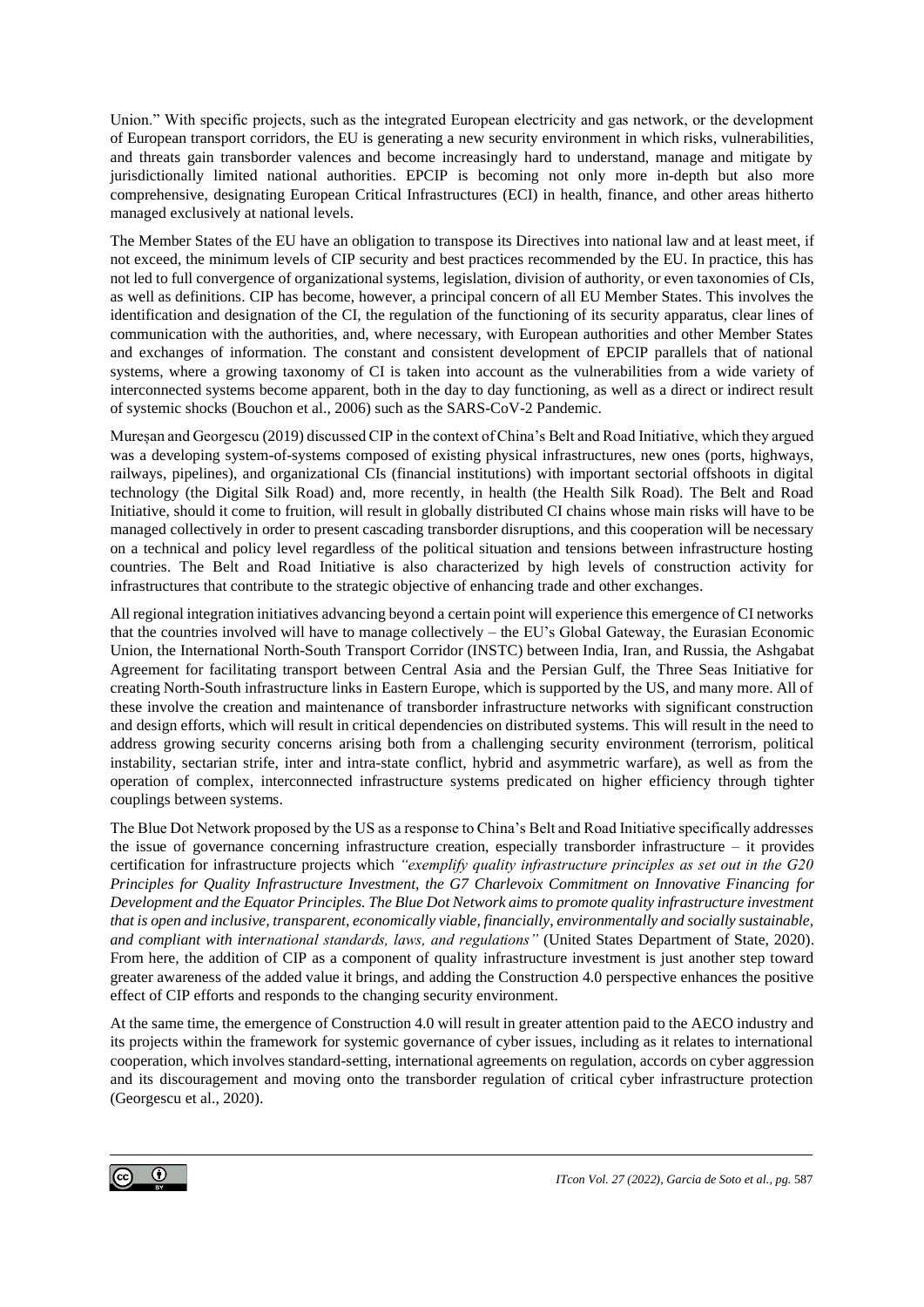Union." With specific projects, such as the integrated European electricity and gas network, or the development of European transport corridors, the EU is generating a new security environment in which risks, vulnerabilities, and threats gain transborder valences and become increasingly hard to understand, manage and mitigate by jurisdictionally limited national authorities. EPCIP is becoming not only more in-depth but also more comprehensive, designating European Critical Infrastructures (ECI) in health, finance, and other areas hitherto managed exclusively at national levels.

The Member States of the EU have an obligation to transpose its Directives into national law and at least meet, if not exceed, the minimum levels of CIP security and best practices recommended by the EU. In practice, this has not led to full convergence of organizational systems, legislation, division of authority, or even taxonomies of CIs, as well as definitions. CIP has become, however, a principal concern of all EU Member States. This involves the identification and designation of the CI, the regulation of the functioning of its security apparatus, clear lines of communication with the authorities, and, where necessary, with European authorities and other Member States and exchanges of information. The constant and consistent development of EPCIP parallels that of national systems, where a growing taxonomy of CI is taken into account as the vulnerabilities from a wide variety of interconnected systems become apparent, both in the day to day functioning, as well as a direct or indirect result of systemic shocks (Bouchon et al., 2006) such as the SARS-CoV-2 Pandemic.

Mureșan and Georgescu (2019) discussed CIP in the context of China's Belt and Road Initiative, which they argued was a developing system-of-systems composed of existing physical infrastructures, new ones (ports, highways, railways, pipelines), and organizational CIs (financial institutions) with important sectorial offshoots in digital technology (the Digital Silk Road) and, more recently, in health (the Health Silk Road). The Belt and Road Initiative, should it come to fruition, will result in globally distributed CI chains whose main risks will have to be managed collectively in order to present cascading transborder disruptions, and this cooperation will be necessary on a technical and policy level regardless of the political situation and tensions between infrastructure hosting countries. The Belt and Road Initiative is also characterized by high levels of construction activity for infrastructures that contribute to the strategic objective of enhancing trade and other exchanges.

All regional integration initiatives advancing beyond a certain point will experience this emergence of CI networks that the countries involved will have to manage collectively – the EU's Global Gateway, the Eurasian Economic Union, the International North-South Transport Corridor (INSTC) between India, Iran, and Russia, the Ashgabat Agreement for facilitating transport between Central Asia and the Persian Gulf, the Three Seas Initiative for creating North-South infrastructure links in Eastern Europe, which is supported by the US, and many more. All of these involve the creation and maintenance of transborder infrastructure networks with significant construction and design efforts, which will result in critical dependencies on distributed systems. This will result in the need to address growing security concerns arising both from a challenging security environment (terrorism, political instability, sectarian strife, inter and intra-state conflict, hybrid and asymmetric warfare), as well as from the operation of complex, interconnected infrastructure systems predicated on higher efficiency through tighter couplings between systems.

The Blue Dot Network proposed by the US as a response to China's Belt and Road Initiative specifically addresses the issue of governance concerning infrastructure creation, especially transborder infrastructure – it provides certification for infrastructure projects which *"exemplify quality infrastructure principles as set out in the G20 Principles for Quality Infrastructure Investment, the G7 Charlevoix Commitment on Innovative Financing for Development and the Equator Principles. The Blue Dot Network aims to promote quality infrastructure investment that is open and inclusive, transparent, economically viable, financially, environmentally and socially sustainable, and compliant with international standards, laws, and regulations"* (United States Department of State, 2020). From here, the addition of CIP as a component of quality infrastructure investment is just another step toward greater awareness of the added value it brings, and adding the Construction 4.0 perspective enhances the positive effect of CIP efforts and responds to the changing security environment.

At the same time, the emergence of Construction 4.0 will result in greater attention paid to the AECO industry and its projects within the framework for systemic governance of cyber issues, including as it relates to international cooperation, which involves standard-setting, international agreements on regulation, accords on cyber aggression and its discouragement and moving onto the transborder regulation of critical cyber infrastructure protection (Georgescu et al., 2020).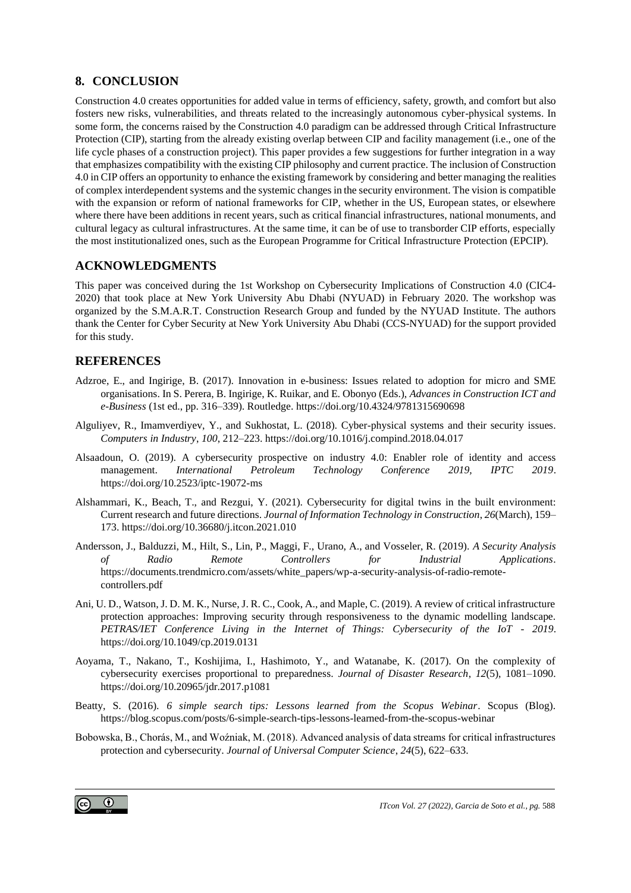## 8. CONCLUSION

Construction 4.0 creates opportunities for added value in terms of efficiency, safety, growth, and comfort but also fosters new risks, vulnerabilities, and threats related to the increasingly autonomous cyber-physical systems. In some form, the concerns raised by the Construction 4.0 paradigm can be addressed through Critical Infrastructure Protection (CIP), starting from the already existing overlap between CIP and facility management (i.e., one of the life cycle phases of a construction project). This paper provides a few suggestions for further integration in a way that emphasizes compatibility with the existing CIP philosophy and current practice. The inclusion of Construction 4.0 in CIP offers an opportunity to enhance the existing framework by considering and better managing the realities of complex interdependent systems and the systemic changes in the security environment. The vision is compatible with the expansion or reform of national frameworks for CIP, whether in the US, European states, or elsewhere where there have been additions in recent years, such as critical financial infrastructures, national monuments, and cultural legacy as cultural infrastructures. At the same time, it can be of use to transborder CIP efforts, especially the most institutionalized ones, such as the European Programme for Critical Infrastructure Protection (EPCIP).

## ACKNOWLEDGMENTS

This paper was conceived during the 1st Workshop on Cybersecurity Implications of Construction 4.0 (CIC4-2020) that took place at New York University Abu Dhabi (NYUAD) in February 2020. The workshop was organized by the S.M.A.R.T. Construction Research Group and funded by the NYUAD Institute. The authors thank the Center for Cyber Security at New York University Abu Dhabi (CCS-NYUAD) for the support provided for this study.

## REFERENCES

Adzroe, E., and Ingirige, B. (2017). Innovation in e-business: Issues related to adoption for micro and SME organisations. In S. Perera, B. Ingirige, K. Ruikar, and E. Obonyo (Eds.), *Advances in Construction ICT and e-Business* (1st ed., pp. 316–339). Routledge. https://doi.org/10.4324/9781315690698

Alguliyev, R., Imamverdiyev, Y., and Sukhostat, L. (2018). Cyber-physical systems and their security issues. *Computers in Industry*, *100*, 212–223. https://doi.org/10.1016/j.compind.2018.04.017

Alsaadoun, O. (2019). A cybersecurity prospective on industry 4.0: Enabler role of identity and access management. *International Petroleum Technology Conference 2019, IPTC 2019*. https://doi.org/10.2523/iptc-19072-ms

Alshammari, K., Beach, T., and Rezgui, Y. (2021). Cybersecurity for digital twins in the built environment: Current research and future directions. *Journal of Information Technology in Construction*, *26*(March), 159–173. https://doi.org/10.36680/j.itcon.2021.010

Andersson, J., Balduzzi, M., Hilt, S., Lin, P., Maggi, F., Urano, A., and Vosseler, R. (2019). *A Security Analysis of Radio Remote Controllers for Industrial Applications*. https://documents.trendmicro.com/assets/white_papers/wp-a-security-analysis-of-radio-remote-controllers.pdf

Ani, U. D., Watson, J. D. M. K., Nurse, J. R. C., Cook, A., and Maple, C. (2019). A review of critical infrastructure protection approaches: Improving security through responsiveness to the dynamic modelling landscape. *PETRAS/IET Conference Living in the Internet of Things: Cybersecurity of the IoT - 2019*. https://doi.org/10.1049/cp.2019.0131

Aoyama, T., Nakano, T., Koshijima, I., Hashimoto, Y., and Watanabe, K. (2017). On the complexity of cybersecurity exercises proportional to preparedness. *Journal of Disaster Research*, *12*(5), 1081–1090. https://doi.org/10.20965/jdr.2017.p1081

Beatty, S. (2016). *6 simple search tips: Lessons learned from the Scopus Webinar*. Scopus (Blog). https://blog.scopus.com/posts/6-simple-search-tips-lessons-learned-from-the-scopus-webinar

Bobowska, B., Chorás, M., and Woźniak, M. (2018). Advanced analysis of data streams for critical infrastructures protection and cybersecurity. *Journal of Universal Computer Science*, *24*(5), 622–633.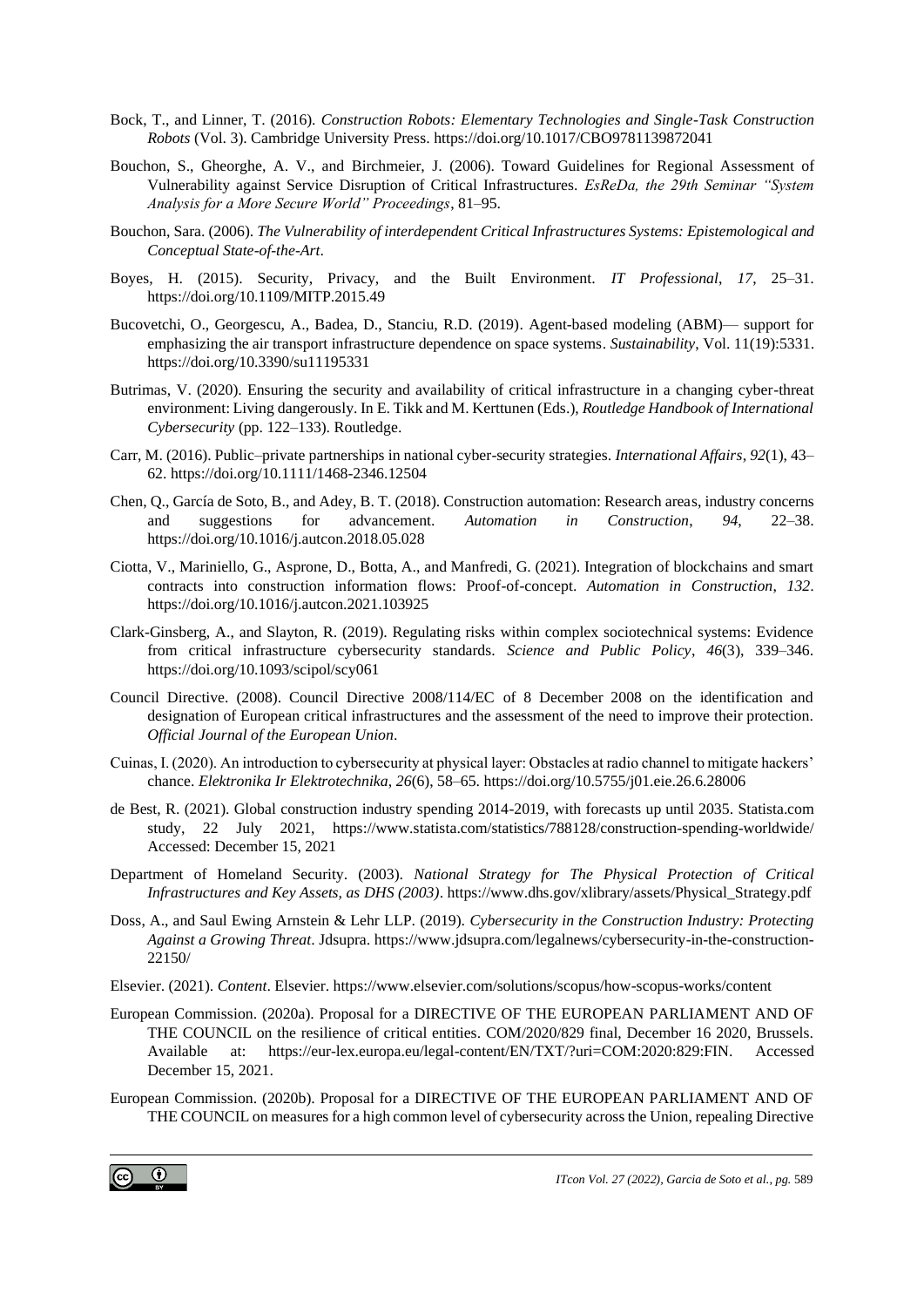Bock, T., and Linner, T. (2016). *Construction Robots: Elementary Technologies and Single-Task Construction Robots* (Vol. 3). Cambridge University Press. https://doi.org/10.1017/CBO9781139872041

Bouchon, S., Gheorghe, A. V., and Birchmeier, J. (2006). Toward Guidelines for Regional Assessment of Vulnerability against Service Disruption of Critical Infrastructures. *EsReDa, the 29th Seminar "System Analysis for a More Secure World" Proceedings*, 81–95.

Bouchon, Sara. (2006). *The Vulnerability of interdependent Critical Infrastructures Systems: Epistemological and Conceptual State-of-the-Art*.

Boyes, H. (2015). Security, Privacy, and the Built Environment. *IT Professional*, *17*, 25–31. https://doi.org/10.1109/MITP.2015.49

Bucovetchi, O., Georgescu, A., Badea, D., Stanciu, R.D. (2019). Agent-based modeling (ABM)— support for emphasizing the air transport infrastructure dependence on space systems. *Sustainability*, Vol. 11(19):5331. https://doi.org/10.3390/su11195331

Butrimas, V. (2020). Ensuring the security and availability of critical infrastructure in a changing cyber-threat environment: Living dangerously. In E. Tikk and M. Kerttunen (Eds.), *Routledge Handbook of International Cybersecurity* (pp. 122–133). Routledge.

Carr, M. (2016). Public–private partnerships in national cyber-security strategies. *International Affairs*, *92*(1), 43–62. https://doi.org/10.1111/1468-2346.12504

Chen, Q., García de Soto, B., and Adey, B. T. (2018). Construction automation: Research areas, industry concerns and suggestions for advancement. *Automation in Construction*, *94*, 22–38. https://doi.org/10.1016/j.autcon.2018.05.028

Ciotta, V., Mariniello, G., Asprone, D., Botta, A., and Manfredi, G. (2021). Integration of blockchains and smart contracts into construction information flows: Proof-of-concept. *Automation in Construction*, *132*. https://doi.org/10.1016/j.autcon.2021.103925

Clark-Ginsberg, A., and Slayton, R. (2019). Regulating risks within complex sociotechnical systems: Evidence from critical infrastructure cybersecurity standards. *Science and Public Policy*, *46*(3), 339–346. https://doi.org/10.1093/scipol/scy061

Council Directive. (2008). Council Directive 2008/114/EC of 8 December 2008 on the identification and designation of European critical infrastructures and the assessment of the need to improve their protection. *Official Journal of the European Union*.

Cuinas, I. (2020). An introduction to cybersecurity at physical layer: Obstacles at radio channel to mitigate hackers' chance. *Elektronika Ir Elektrotechnika*, *26*(6), 58–65. https://doi.org/10.5755/j01.eie.26.6.28006

de Best, R. (2021). Global construction industry spending 2014-2019, with forecasts up until 2035. Statista.com study, 22 July 2021, https://www.statista.com/statistics/788128/construction-spending-worldwide/ Accessed: December 15, 2021

Department of Homeland Security. (2003). *National Strategy for The Physical Protection of Critical Infrastructures and Key Assets, as DHS (2003)*. https://www.dhs.gov/xlibrary/assets/Physical_Strategy.pdf

Doss, A., and Saul Ewing Arnstein & Lehr LLP. (2019). *Cybersecurity in the Construction Industry: Protecting Against a Growing Threat*. Jdsupra. https://www.jdsupra.com/legalnews/cybersecurity-in-the-construction-22150/

Elsevier. (2021). *Content*. Elsevier. https://www.elsevier.com/solutions/scopus/how-scopus-works/content

European Commission. (2020a). Proposal for a DIRECTIVE OF THE EUROPEAN PARLIAMENT AND OF THE COUNCIL on the resilience of critical entities. COM/2020/829 final, December 16 2020, Brussels. Available at: https://eur-lex.europa.eu/legal-content/EN/TXT/?uri=COM:2020:829:FIN. Accessed December 15, 2021.

European Commission. (2020b). Proposal for a DIRECTIVE OF THE EUROPEAN PARLIAMENT AND OF THE COUNCIL on measures for a high common level of cybersecurity across the Union, repealing Directive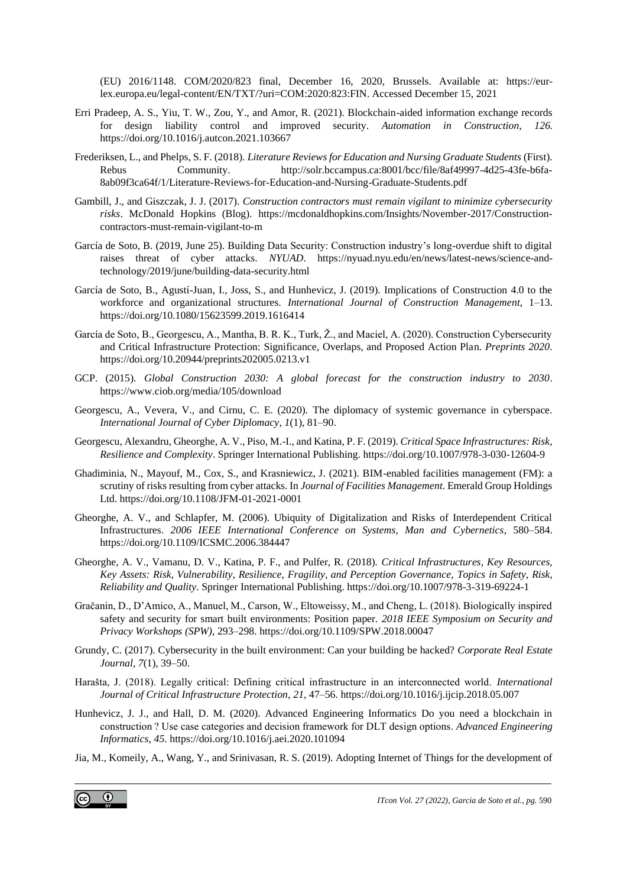(EU) 2016/1148. COM/2020/823 final, December 16, 2020, Brussels. Available at: https://eur-lex.europa.eu/legal-content/EN/TXT/?uri=COM:2020:823:FIN. Accessed December 15, 2021

Erri Pradeep, A. S., Yiu, T. W., Zou, Y., and Amor, R. (2021). Blockchain-aided information exchange records for design liability control and improved security. *Automation in Construction*, *126*. https://doi.org/10.1016/j.autcon.2021.103667

Frederiksen, L., and Phelps, S. F. (2018). *Literature Reviews for Education and Nursing Graduate Students* (First). Rebus Community. http://solr.bccampus.ca:8001/bcc/file/8af49997-4d25-43fe-b6fa-8ab09f3ca64f/1/Literature-Reviews-for-Education-and-Nursing-Graduate-Students.pdf

Gambill, J., and Giszczak, J. J. (2017). *Construction contractors must remain vigilant to minimize cybersecurity risks*. McDonald Hopkins (Blog). https://mcdonaldhopkins.com/Insights/November-2017/Construction-contractors-must-remain-vigilant-to-m

García de Soto, B. (2019, June 25). Building Data Security: Construction industry's long-overdue shift to digital raises threat of cyber attacks. *NYUAD*. https://nyuad.nyu.edu/en/news/latest-news/science-and-technology/2019/june/building-data-security.html

García de Soto, B., Agustí-Juan, I., Joss, S., and Hunhevicz, J. (2019). Implications of Construction 4.0 to the workforce and organizational structures. *International Journal of Construction Management*, 1–13. https://doi.org/10.1080/15623599.2019.1616414

García de Soto, B., Georgescu, A., Mantha, B. R. K., Turk, Ž., and Maciel, A. (2020). Construction Cybersecurity and Critical Infrastructure Protection: Significance, Overlaps, and Proposed Action Plan. *Preprints 2020*. https://doi.org/10.20944/preprints202005.0213.v1

GCP. (2015). *Global Construction 2030: A global forecast for the construction industry to 2030*. https://www.ciob.org/media/105/download

Georgescu, A., Vevera, V., and Cirnu, C. E. (2020). The diplomacy of systemic governance in cyberspace. *International Journal of Cyber Diplomacy*, *1*(1), 81–90.

Georgescu, Alexandru, Gheorghe, A. V., Piso, M.-I., and Katina, P. F. (2019). *Critical Space Infrastructures: Risk, Resilience and Complexity*. Springer International Publishing. https://doi.org/10.1007/978-3-030-12604-9

Ghadiminia, N., Mayouf, M., Cox, S., and Krasniewicz, J. (2021). BIM-enabled facilities management (FM): a scrutiny of risks resulting from cyber attacks. In *Journal of Facilities Management*. Emerald Group Holdings Ltd. https://doi.org/10.1108/JFM-01-2021-0001

Gheorghe, A. V., and Schlapfer, M. (2006). Ubiquity of Digitalization and Risks of Interdependent Critical Infrastructures. *2006 IEEE International Conference on Systems, Man and Cybernetics*, 580–584. https://doi.org/10.1109/ICSMC.2006.384447

Gheorghe, A. V., Vamanu, D. V., Katina, P. F., and Pulfer, R. (2018). *Critical Infrastructures, Key Resources, Key Assets: Risk, Vulnerability, Resilience, Fragility, and Perception Governance, Topics in Safety, Risk, Reliability and Quality*. Springer International Publishing. https://doi.org/10.1007/978-3-319-69224-1

Gračanin, D., D'Amico, A., Manuel, M., Carson, W., Eltoweissy, M., and Cheng, L. (2018). Biologically inspired safety and security for smart built environments: Position paper. *2018 IEEE Symposium on Security and Privacy Workshops (SPW)*, 293–298. https://doi.org/10.1109/SPW.2018.00047

Grundy, C. (2017). Cybersecurity in the built environment: Can your building be hacked? *Corporate Real Estate Journal*, *7*(1), 39–50.

Harašta, J. (2018). Legally critical: Defining critical infrastructure in an interconnected world. *International Journal of Critical Infrastructure Protection*, *21*, 47–56. https://doi.org/10.1016/j.ijcip.2018.05.007

Hunhevicz, J. J., and Hall, D. M. (2020). Advanced Engineering Informatics Do you need a blockchain in construction ? Use case categories and decision framework for DLT design options. *Advanced Engineering Informatics*, *45*. https://doi.org/10.1016/j.aei.2020.101094

Jia, M., Komeily, A., Wang, Y., and Srinivasan, R. S. (2019). Adopting Internet of Things for the development of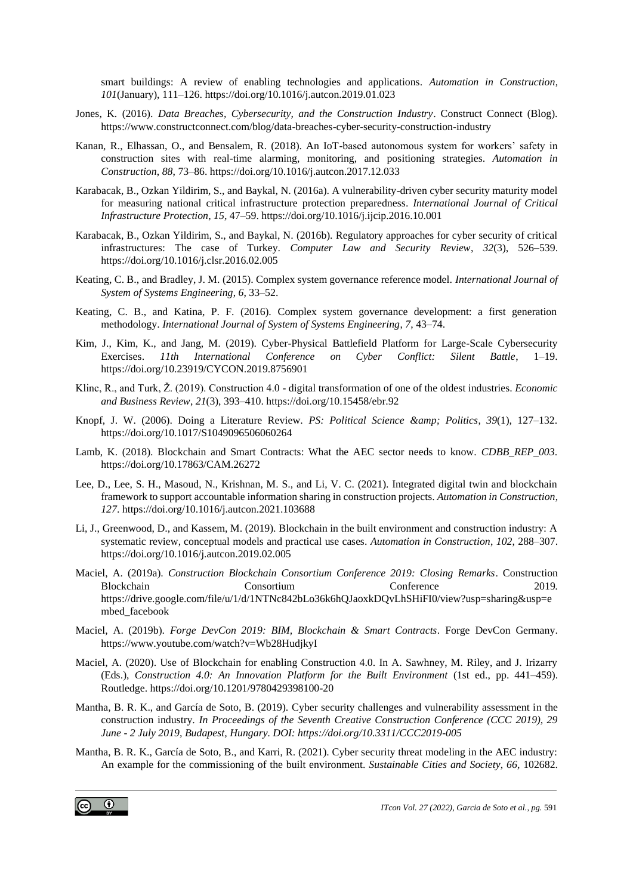smart buildings: A review of enabling technologies and applications. *Automation in Construction*, *101*(January), 111–126. https://doi.org/10.1016/j.autcon.2019.01.023

Jones, K. (2016). *Data Breaches, Cybersecurity, and the Construction Industry*. Construct Connect (Blog). https://www.constructconnect.com/blog/data-breaches-cyber-security-construction-industry

Kanan, R., Elhassan, O., and Bensalem, R. (2018). An IoT-based autonomous system for workers' safety in construction sites with real-time alarming, monitoring, and positioning strategies. *Automation in Construction*, *88*, 73–86. https://doi.org/10.1016/j.autcon.2017.12.033

Karabacak, B., Ozkan Yildirim, S., and Baykal, N. (2016a). A vulnerability-driven cyber security maturity model for measuring national critical infrastructure protection preparedness. *International Journal of Critical Infrastructure Protection*, *15*, 47–59. https://doi.org/10.1016/j.ijcip.2016.10.001

Karabacak, B., Ozkan Yildirim, S., and Baykal, N. (2016b). Regulatory approaches for cyber security of critical infrastructures: The case of Turkey. *Computer Law and Security Review*, *32*(3), 526–539. https://doi.org/10.1016/j.clsr.2016.02.005

Keating, C. B., and Bradley, J. M. (2015). Complex system governance reference model. *International Journal of System of Systems Engineering*, *6*, 33–52.

Keating, C. B., and Katina, P. F. (2016). Complex system governance development: a first generation methodology. *International Journal of System of Systems Engineering*, *7*, 43–74.

Kim, J., Kim, K., and Jang, M. (2019). Cyber-Physical Battlefield Platform for Large-Scale Cybersecurity Exercises. *11th International Conference on Cyber Conflict: Silent Battle*, 1–19. https://doi.org/10.23919/CYCON.2019.8756901

Klinc, R., and Turk, Ž. (2019). Construction 4.0 - digital transformation of one of the oldest industries. *Economic and Business Review*, *21*(3), 393–410. https://doi.org/10.15458/ebr.92

Knopf, J. W. (2006). Doing a Literature Review. *PS: Political Science &amp; Politics*, *39*(1), 127–132. https://doi.org/10.1017/S1049096506060264

Lamb, K. (2018). Blockchain and Smart Contracts: What the AEC sector needs to know. *CDBB_REP_003*. https://doi.org/10.17863/CAM.26272

Lee, D., Lee, S. H., Masoud, N., Krishnan, M. S., and Li, V. C. (2021). Integrated digital twin and blockchain framework to support accountable information sharing in construction projects. *Automation in Construction*, *127*. https://doi.org/10.1016/j.autcon.2021.103688

Li, J., Greenwood, D., and Kassem, M. (2019). Blockchain in the built environment and construction industry: A systematic review, conceptual models and practical use cases. *Automation in Construction*, *102*, 288–307. https://doi.org/10.1016/j.autcon.2019.02.005

Maciel, A. (2019a). *Construction Blockchain Consortium Conference 2019: Closing Remarks*. Construction Blockchain Consortium Conference 2019. https://drive.google.com/file/u/1/d/1NTNc842bLo36k6hQJaoxkDQvLhSHiFI0/view?usp=sharing&usp=embed_facebook

Maciel, A. (2019b). *Forge DevCon 2019: BIM, Blockchain & Smart Contracts*. Forge DevCon Germany. https://www.youtube.com/watch?v=Wb28HudjkyI

Maciel, A. (2020). Use of Blockchain for enabling Construction 4.0. In A. Sawhney, M. Riley, and J. Irizarry (Eds.), *Construction 4.0: An Innovation Platform for the Built Environment* (1st ed., pp. 441–459). Routledge. https://doi.org/10.1201/9780429398100-20

Mantha, B. R. K., and García de Soto, B. (2019). Cyber security challenges and vulnerability assessment in the construction industry. *In Proceedings of the Seventh Creative Construction Conference (CCC 2019), 29 June - 2 July 2019, Budapest, Hungary. DOI: https://doi.org/10.3311/CCC2019-005*

Mantha, B. R. K., García de Soto, B., and Karri, R. (2021). Cyber security threat modeling in the AEC industry: An example for the commissioning of the built environment. *Sustainable Cities and Society*, *66*, 102682.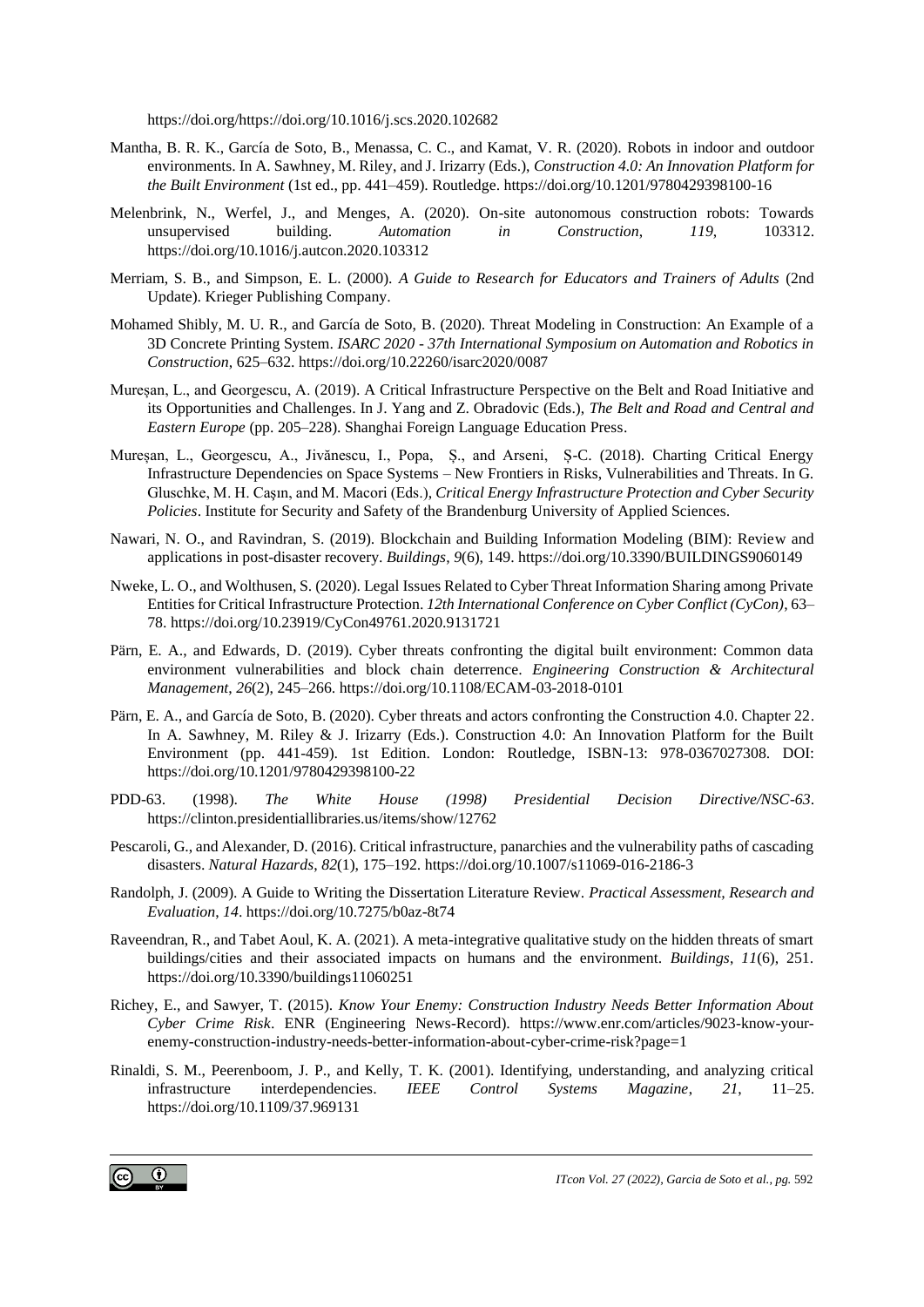https://doi.org/https://doi.org/10.1016/j.scs.2020.102682

Mantha, B. R. K., García de Soto, B., Menassa, C. C., and Kamat, V. R. (2020). Robots in indoor and outdoor environments. In A. Sawhney, M. Riley, and J. Irizarry (Eds.), *Construction 4.0: An Innovation Platform for the Built Environment* (1st ed., pp. 441–459). Routledge. https://doi.org/10.1201/9780429398100-16

Melenbrink, N., Werfel, J., and Menges, A. (2020). On-site autonomous construction robots: Towards unsupervised building. *Automation in Construction*, *119*, 103312. https://doi.org/10.1016/j.autcon.2020.103312

Merriam, S. B., and Simpson, E. L. (2000). *A Guide to Research for Educators and Trainers of Adults* (2nd Update). Krieger Publishing Company.

Mohamed Shibly, M. U. R., and García de Soto, B. (2020). Threat Modeling in Construction: An Example of a 3D Concrete Printing System. *ISARC 2020 - 37th International Symposium on Automation and Robotics in Construction*, 625–632. https://doi.org/10.22260/isarc2020/0087

Mureșan, L., and Georgescu, A. (2019). A Critical Infrastructure Perspective on the Belt and Road Initiative and its Opportunities and Challenges. In J. Yang and Z. Obradovic (Eds.), *The Belt and Road and Central and Eastern Europe* (pp. 205–228). Shanghai Foreign Language Education Press.

Mureșan, L., Georgescu, A., Jivănescu, I., Popa, Ș., and Arseni, Ș-C. (2018). Charting Critical Energy Infrastructure Dependencies on Space Systems – New Frontiers in Risks, Vulnerabilities and Threats. In G. Gluschke, M. H. Caşın, and M. Macori (Eds.), *Critical Energy Infrastructure Protection and Cyber Security Policies*. Institute for Security and Safety of the Brandenburg University of Applied Sciences.

Nawari, N. O., and Ravindran, S. (2019). Blockchain and Building Information Modeling (BIM): Review and applications in post-disaster recovery. *Buildings*, *9*(6), 149. https://doi.org/10.3390/BUILDINGS9060149

Nweke, L. O., and Wolthusen, S. (2020). Legal Issues Related to Cyber Threat Information Sharing among Private Entities for Critical Infrastructure Protection. *12th International Conference on Cyber Conflict (CyCon)*, 63–78. https://doi.org/10.23919/CyCon49761.2020.9131721

Pärn, E. A., and Edwards, D. (2019). Cyber threats confronting the digital built environment: Common data environment vulnerabilities and block chain deterrence. *Engineering Construction & Architectural Management*, *26*(2), 245–266. https://doi.org/10.1108/ECAM-03-2018-0101

Pärn, E. A., and García de Soto, B. (2020). Cyber threats and actors confronting the Construction 4.0. Chapter 22. In A. Sawhney, M. Riley & J. Irizarry (Eds.). Construction 4.0: An Innovation Platform for the Built Environment (pp. 441-459). 1st Edition. London: Routledge, ISBN-13: 978-0367027308. DOI: https://doi.org/10.1201/9780429398100-22

PDD-63. (1998). *The White House (1998) Presidential Decision Directive/NSC-63*. https://clinton.presidentiallibraries.us/items/show/12762

Pescaroli, G., and Alexander, D. (2016). Critical infrastructure, panarchies and the vulnerability paths of cascading disasters. *Natural Hazards*, *82*(1), 175–192. https://doi.org/10.1007/s11069-016-2186-3

Randolph, J. (2009). A Guide to Writing the Dissertation Literature Review. *Practical Assessment, Research and Evaluation*, *14*. https://doi.org/10.7275/b0az-8t74

Raveendran, R., and Tabet Aoul, K. A. (2021). A meta-integrative qualitative study on the hidden threats of smart buildings/cities and their associated impacts on humans and the environment. *Buildings*, *11*(6), 251. https://doi.org/10.3390/buildings11060251

Richey, E., and Sawyer, T. (2015). *Know Your Enemy: Construction Industry Needs Better Information About Cyber Crime Risk*. ENR (Engineering News-Record). https://www.enr.com/articles/9023-know-your-enemy-construction-industry-needs-better-information-about-cyber-crime-risk?page=1

Rinaldi, S. M., Peerenboom, J. P., and Kelly, T. K. (2001). Identifying, understanding, and analyzing critical infrastructure interdependencies. *IEEE Control Systems Magazine*, *21*, 11–25. https://doi.org/10.1109/37.969131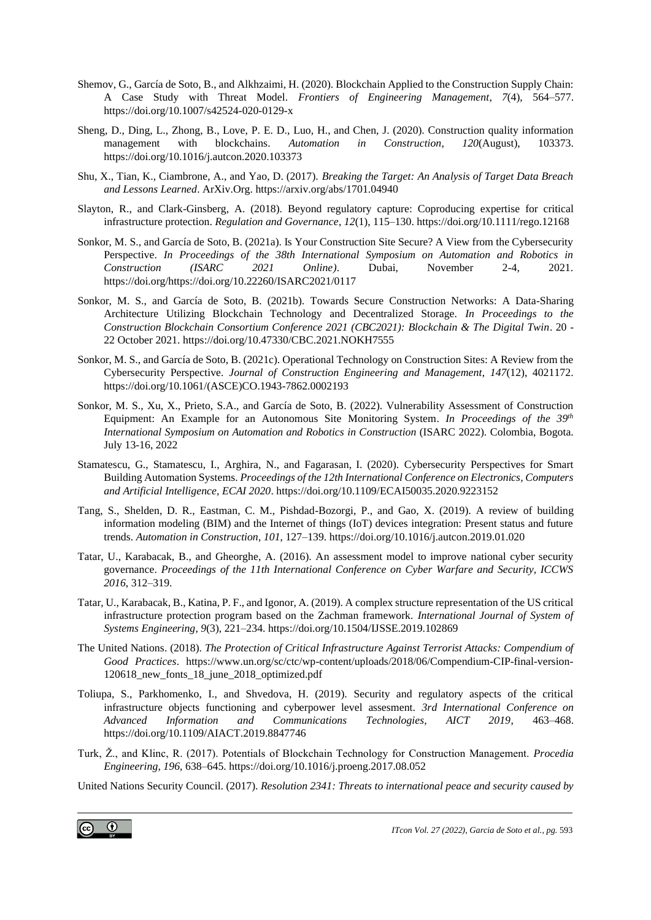Shemov, G., García de Soto, B., and Alkhzaimi, H. (2020). Blockchain Applied to the Construction Supply Chain: A Case Study with Threat Model. *Frontiers of Engineering Management*, *7*(4), 564–577. https://doi.org/10.1007/s42524-020-0129-x

Sheng, D., Ding, L., Zhong, B., Love, P. E. D., Luo, H., and Chen, J. (2020). Construction quality information management with blockchains. *Automation in Construction*, *120*(August), 103373. https://doi.org/10.1016/j.autcon.2020.103373

Shu, X., Tian, K., Ciambrone, A., and Yao, D. (2017). *Breaking the Target: An Analysis of Target Data Breach and Lessons Learned*. ArXiv.Org. https://arxiv.org/abs/1701.04940

Slayton, R., and Clark-Ginsberg, A. (2018). Beyond regulatory capture: Coproducing expertise for critical infrastructure protection. *Regulation and Governance*, *12*(1), 115–130. https://doi.org/10.1111/rego.12168

Sonkor, M. S., and García de Soto, B. (2021a). Is Your Construction Site Secure? A View from the Cybersecurity Perspective. *In Proceedings of the 38th International Symposium on Automation and Robotics in Construction (ISARC 2021 Online)*. Dubai, November 2-4, 2021. https://doi.org/https://doi.org/10.22260/ISARC2021/0117

Sonkor, M. S., and García de Soto, B. (2021b). Towards Secure Construction Networks: A Data-Sharing Architecture Utilizing Blockchain Technology and Decentralized Storage. *In Proceedings to the Construction Blockchain Consortium Conference 2021 (CBC2021): Blockchain & The Digital Twin*. 20 - 22 October 2021. https://doi.org/10.47330/CBC.2021.NOKH7555

Sonkor, M. S., and García de Soto, B. (2021c). Operational Technology on Construction Sites: A Review from the Cybersecurity Perspective. *Journal of Construction Engineering and Management*, *147*(12), 4021172. https://doi.org/10.1061/(ASCE)CO.1943-7862.0002193

Sonkor, M. S., Xu, X., Prieto, S.A., and García de Soto, B. (2022). Vulnerability Assessment of Construction Equipment: An Example for an Autonomous Site Monitoring System. *In Proceedings of the 39th International Symposium on Automation and Robotics in Construction* (ISARC 2022). Colombia, Bogota. July 13-16, 2022

Stamatescu, G., Stamatescu, I., Arghira, N., and Fagarasan, I. (2020). Cybersecurity Perspectives for Smart Building Automation Systems. *Proceedings of the 12th International Conference on Electronics, Computers and Artificial Intelligence, ECAI 2020*. https://doi.org/10.1109/ECAI50035.2020.9223152

Tang, S., Shelden, D. R., Eastman, C. M., Pishdad-Bozorgi, P., and Gao, X. (2019). A review of building information modeling (BIM) and the Internet of things (IoT) devices integration: Present status and future trends. *Automation in Construction*, *101*, 127–139. https://doi.org/10.1016/j.autcon.2019.01.020

Tatar, U., Karabacak, B., and Gheorghe, A. (2016). An assessment model to improve national cyber security governance. *Proceedings of the 11th International Conference on Cyber Warfare and Security, ICCWS 2016*, 312–319.

Tatar, U., Karabacak, B., Katina, P. F., and Igonor, A. (2019). A complex structure representation of the US critical infrastructure protection program based on the Zachman framework. *International Journal of System of Systems Engineering*, *9*(3), 221–234. https://doi.org/10.1504/IJSSE.2019.102869

The United Nations. (2018). *The Protection of Critical Infrastructure Against Terrorist Attacks: Compendium of Good Practices*. https://www.un.org/sc/ctc/wp-content/uploads/2018/06/Compendium-CIP-final-version-120618_new_fonts_18_june_2018_optimized.pdf

Toliupa, S., Parkhomenko, I., and Shvedova, H. (2019). Security and regulatory aspects of the critical infrastructure objects functioning and cyberpower level assesment. *3rd International Conference on Advanced Information and Communications Technologies, AICT 2019*, 463–468. https://doi.org/10.1109/AIACT.2019.8847746

Turk, Ž., and Klinc, R. (2017). Potentials of Blockchain Technology for Construction Management. *Procedia Engineering*, *196*, 638–645. https://doi.org/10.1016/j.proeng.2017.08.052

United Nations Security Council. (2017). *Resolution 2341: Threats to international peace and security caused by*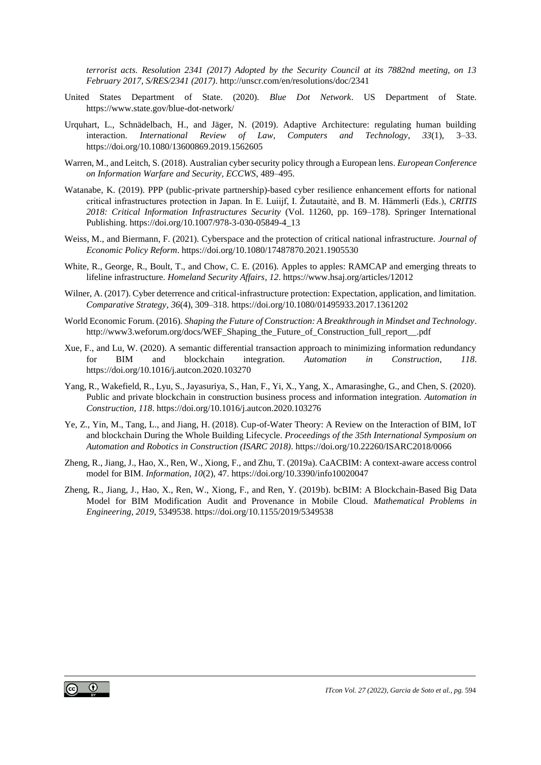*terrorist acts. Resolution 2341 (2017) Adopted by the Security Council at its 7882nd meeting, on 13 February 2017, S/RES/2341 (2017)*. http://unscr.com/en/resolutions/doc/2341

United States Department of State. (2020). *Blue Dot Network*. US Department of State. https://www.state.gov/blue-dot-network/

Urquhart, L., Schnädelbach, H., and Jäger, N. (2019). Adaptive Architecture: regulating human building interaction. *International Review of Law, Computers and Technology*, *33*(1), 3–33. https://doi.org/10.1080/13600869.2019.1562605

Warren, M., and Leitch, S. (2018). Australian cyber security policy through a European lens. *European Conference on Information Warfare and Security, ECCWS*, 489–495.

Watanabe, K. (2019). PPP (public-private partnership)-based cyber resilience enhancement efforts for national critical infrastructures protection in Japan. In E. Luiijf, I. Žutautaitė, and B. M. Hämmerli (Eds.), *CRITIS 2018: Critical Information Infrastructures Security* (Vol. 11260, pp. 169–178). Springer International Publishing. https://doi.org/10.1007/978-3-030-05849-4_13

Weiss, M., and Biermann, F. (2021). Cyberspace and the protection of critical national infrastructure. *Journal of Economic Policy Reform*. https://doi.org/10.1080/17487870.2021.1905530

White, R., George, R., Boult, T., and Chow, C. E. (2016). Apples to apples: RAMCAP and emerging threats to lifeline infrastructure. *Homeland Security Affairs*, *12*. https://www.hsaj.org/articles/12012

Wilner, A. (2017). Cyber deterrence and critical-infrastructure protection: Expectation, application, and limitation. *Comparative Strategy*, *36*(4), 309–318. https://doi.org/10.1080/01495933.2017.1361202

World Economic Forum. (2016). *Shaping the Future of Construction: A Breakthrough in Mindset and Technology*. http://www3.weforum.org/docs/WEF_Shaping_the_Future_of_Construction_full_report__.pdf

Xue, F., and Lu, W. (2020). A semantic differential transaction approach to minimizing information redundancy for BIM and blockchain integration. *Automation in Construction*, *118*. https://doi.org/10.1016/j.autcon.2020.103270

Yang, R., Wakefield, R., Lyu, S., Jayasuriya, S., Han, F., Yi, X., Yang, X., Amarasinghe, G., and Chen, S. (2020). Public and private blockchain in construction business process and information integration. *Automation in Construction*, *118*. https://doi.org/10.1016/j.autcon.2020.103276

Ye, Z., Yin, M., Tang, L., and Jiang, H. (2018). Cup-of-Water Theory: A Review on the Interaction of BIM, IoT and blockchain During the Whole Building Lifecycle. *Proceedings of the 35th International Symposium on Automation and Robotics in Construction (ISARC 2018)*. https://doi.org/10.22260/ISARC2018/0066

Zheng, R., Jiang, J., Hao, X., Ren, W., Xiong, F., and Zhu, T. (2019a). CaACBIM: A context-aware access control model for BIM. *Information*, *10*(2), 47. https://doi.org/10.3390/info10020047

Zheng, R., Jiang, J., Hao, X., Ren, W., Xiong, F., and Ren, Y. (2019b). bcBIM: A Blockchain-Based Big Data Model for BIM Modification Audit and Provenance in Mobile Cloud. *Mathematical Problems in Engineering*, *2019*, 5349538. https://doi.org/10.1155/2019/5349538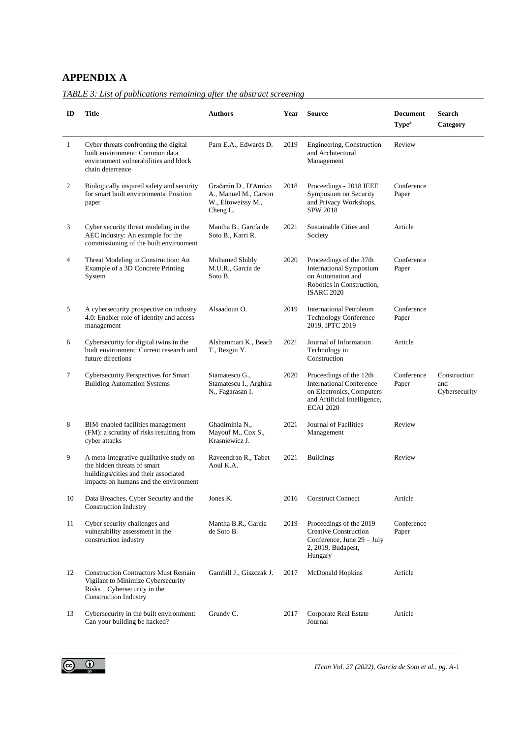# APPENDIX A

*TABLE 3: List of publications remaining after the abstract screening*

| ID | Title | Authors | Year | Source | Document Type[a] | Search Category |
|---|---|---|---|---|---|---|
| 1 | Cyber threats confronting the digital built environment: Common data environment vulnerabilities and block chain deterrence | Parn E.A., Edwards D. | 2019 | Engineering, Construction and Architectural Management | Review | |
| 2 | Biologically inspired safety and security for smart built environments: Position paper | Gračanin D., D'Amico A., Manuel M., Carson W., Eltoweissy M., Cheng L. | 2018 | Proceedings - 2018 IEEE Symposium on Security and Privacy Workshops, SPW 2018 | Conference Paper | |
| 3 | Cyber security threat modeling in the AEC industry: An example for the commissioning of the built environment | Mantha B., García de Soto B., Karri R. | 2021 | Sustainable Cities and Society | Article | |
| 4 | Threat Modeling in Construction: An Example of a 3D Concrete Printing System | Mohamed Shibly M.U.R., García de Soto B. | 2020 | Proceedings of the 37th International Symposium on Automation and Robotics in Construction, ISARC 2020 | Conference Paper | |
| 5 | A cybersecurity prospective on industry 4.0: Enabler role of identity and access management | Alsaadoun O. | 2019 | International Petroleum Technology Conference 2019, IPTC 2019 | Conference Paper | |
| 6 | Cybersecurity for digital twins in the built environment: Current research and future directions | Alshammari K., Beach T., Rezgui Y. | 2021 | Journal of Information Technology in Construction | Article | |
| 7 | Cybersecurity Perspectives for Smart Building Automation Systems | Stamatescu G., Stamatescu I., Arghira N., Fagarasan I. | 2020 | Proceedings of the 12th International Conference on Electronics, Computers and Artificial Intelligence, ECAI 2020 | Conference Paper | Construction and Cybersecurity |
| 8 | BIM-enabled facilities management (FM): a scrutiny of risks resulting from cyber attacks | Ghadiminia N., Mayouf M., Cox S., Krasniewicz J. | 2021 | Journal of Facilities Management | Review | |
| 9 | A meta-integrative qualitative study on the hidden threats of smart buildings/cities and their associated impacts on humans and the environment | Raveendran R., Tabet Aoul K.A. | 2021 | Buildings | Review | |
| 10 | Data Breaches, Cyber Security and the Construction Industry | Jones K. | 2016 | Construct Connect | Article | |
| 11 | Cyber security challenges and vulnerability assessment in the construction industry | Mantha B.R., García de Soto B. | 2019 | Proceedings of the 2019 Creative Construction Conference, June 29 – July 2, 2019, Budapest, Hungary | Conference Paper | |
| 12 | Construction Contractors Must Remain Vigilant to Minimize Cybersecurity Risks _ Cybersecurity in the Construction Industry | Gambill J., Giszczak J. | 2017 | McDonald Hopkins | Article | |
| 13 | Cybersecurity in the built environment: Can your building be hacked? | Grundy C. | 2017 | Corporate Real Estate Journal | Article | |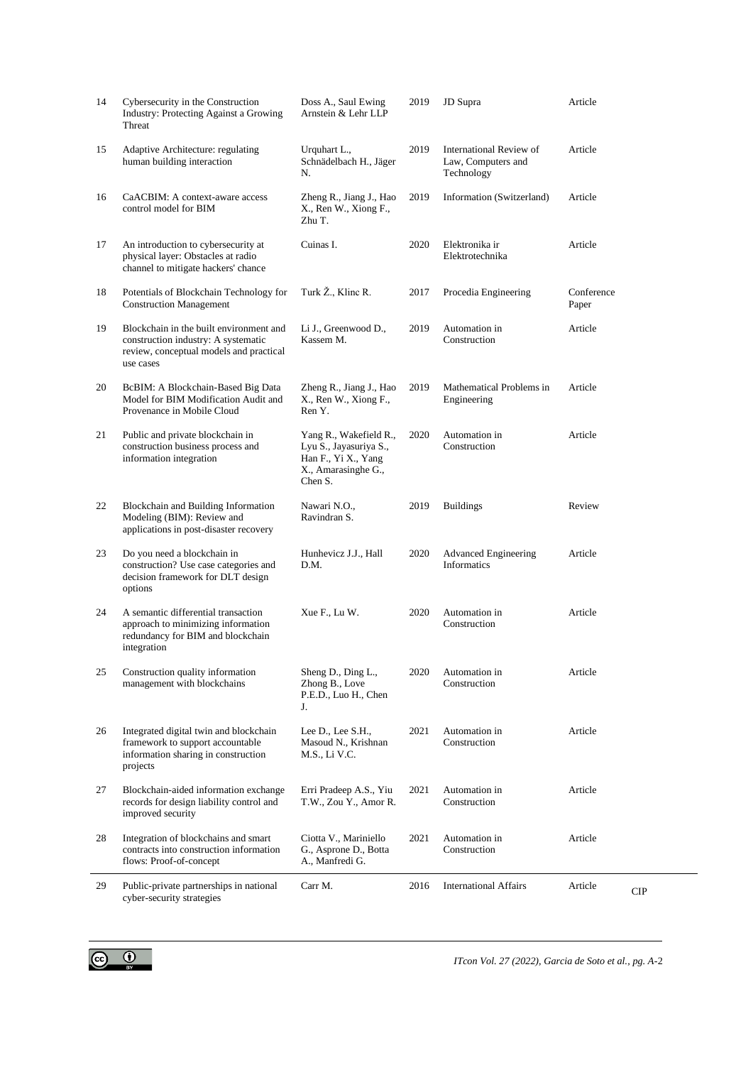| | | | | | |
|---|---|---|---|---|---|
| 14 | Cybersecurity in the Construction Industry: Protecting Against a Growing Threat | Doss A., Saul Ewing Arnstein & Lehr LLP | 2019 | JD Supra | Article |
| 15 | Adaptive Architecture: regulating human building interaction | Urquhart L., Schnädelbach H., Jäger N. | 2019 | International Review of Law, Computers and Technology | Article |
| 16 | CaACBIM: A context-aware access control model for BIM | Zheng R., Jiang J., Hao X., Ren W., Xiong F., Zhu T. | 2019 | Information (Switzerland) | Article |
| 17 | An introduction to cybersecurity at physical layer: Obstacles at radio channel to mitigate hackers' chance | Cuinas I. | 2020 | Elektronika ir Elektrotechnika | Article |
| 18 | Potentials of Blockchain Technology for Construction Management | Turk Ž., Klinc R. | 2017 | Procedia Engineering | Conference Paper |
| 19 | Blockchain in the built environment and construction industry: A systematic review, conceptual models and practical use cases | Li J., Greenwood D., Kassem M. | 2019 | Automation in Construction | Article |
| 20 | BcBIM: A Blockchain-Based Big Data Model for BIM Modification Audit and Provenance in Mobile Cloud | Zheng R., Jiang J., Hao X., Ren W., Xiong F., Ren Y. | 2019 | Mathematical Problems in Engineering | Article |
| 21 | Public and private blockchain in construction business process and information integration | Yang R., Wakefield R., Lyu S., Jayasuriya S., Han F., Yi X., Yang X., Amarasinghe G., Chen S. | 2020 | Automation in Construction | Article |
| 22 | Blockchain and Building Information Modeling (BIM): Review and applications in post-disaster recovery | Nawari N.O., Ravindran S. | 2019 | Buildings | Review |
| 23 | Do you need a blockchain in construction? Use case categories and decision framework for DLT design options | Hunhevicz J.J., Hall D.M. | 2020 | Advanced Engineering Informatics | Article |
| 24 | A semantic differential transaction approach to minimizing information redundancy for BIM and blockchain integration | Xue F., Lu W. | 2020 | Automation in Construction | Article |
| 25 | Construction quality information management with blockchains | Sheng D., Ding L., Zhong B., Love P.E.D., Luo H., Chen J. | 2020 | Automation in Construction | Article |
| 26 | Integrated digital twin and blockchain framework to support accountable information sharing in construction projects | Lee D., Lee S.H., Masoud N., Krishnan M.S., Li V.C. | 2021 | Automation in Construction | Article |
| 27 | Blockchain-aided information exchange records for design liability control and improved security | Erri Pradeep A.S., Yiu T.W., Zou Y., Amor R. | 2021 | Automation in Construction | Article |
| 28 | Integration of blockchains and smart contracts into construction information flows: Proof-of-concept | Ciotta V., Mariniello G., Asprone D., Botta A., Manfredi G. | 2021 | Automation in Construction | Article |
| 29 | Public-private partnerships in national cyber-security strategies | Carr M. | 2016 | International Affairs | Article CIP |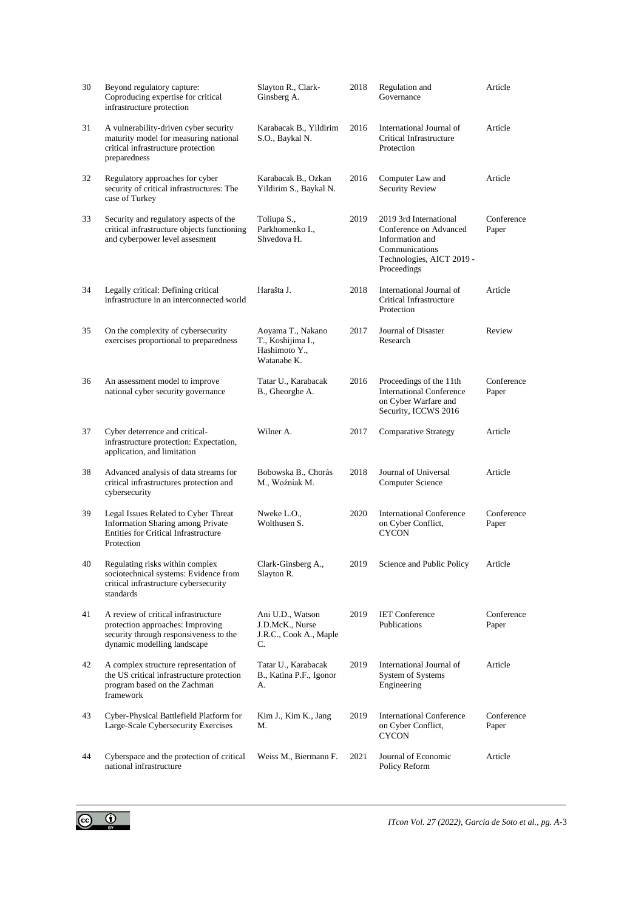| | | | | | |
|---|---|---|---|---|---|
| 30 | Beyond regulatory capture: Coproducing expertise for critical infrastructure protection | Slayton R., Clark-Ginsberg A. | 2018 | Regulation and Governance | Article |
| 31 | A vulnerability-driven cyber security maturity model for measuring national critical infrastructure protection preparedness | Karabacak B., Yildirim S.O., Baykal N. | 2016 | International Journal of Critical Infrastructure Protection | Article |
| 32 | Regulatory approaches for cyber security of critical infrastructures: The case of Turkey | Karabacak B., Ozkan Yildirim S., Baykal N. | 2016 | Computer Law and Security Review | Article |
| 33 | Security and regulatory aspects of the critical infrastructure objects functioning and cyberpower level assesment | Toliupa S., Parkhomenko I., Shvedova H. | 2019 | 2019 3rd International Conference on Advanced Information and Communications Technologies, AICT 2019 - Proceedings | Conference Paper |
| 34 | Legally critical: Defining critical infrastructure in an interconnected world | Harašta J. | 2018 | International Journal of Critical Infrastructure Protection | Article |
| 35 | On the complexity of cybersecurity exercises proportional to preparedness | Aoyama T., Nakano T., Koshijima I., Hashimoto Y., Watanabe K. | 2017 | Journal of Disaster Research | Review |
| 36 | An assessment model to improve national cyber security governance | Tatar U., Karabacak B., Gheorghe A. | 2016 | Proceedings of the 11th International Conference on Cyber Warfare and Security, ICCWS 2016 | Conference Paper |
| 37 | Cyber deterrence and critical-infrastructure protection: Expectation, application, and limitation | Wilner A. | 2017 | Comparative Strategy | Article |
| 38 | Advanced analysis of data streams for critical infrastructures protection and cybersecurity | Bobowska B., Chorás M., Woźniak M. | 2018 | Journal of Universal Computer Science | Article |
| 39 | Legal Issues Related to Cyber Threat Information Sharing among Private Entities for Critical Infrastructure Protection | Nweke L.O., Wolthusen S. | 2020 | International Conference on Cyber Conflict, CYCON | Conference Paper |
| 40 | Regulating risks within complex sociotechnical systems: Evidence from critical infrastructure cybersecurity standards | Clark-Ginsberg A., Slayton R. | 2019 | Science and Public Policy | Article |
| 41 | A review of critical infrastructure protection approaches: Improving security through responsiveness to the dynamic modelling landscape | Ani U.D., Watson J.D.McK., Nurse J.R.C., Cook A., Maple C. | 2019 | IET Conference Publications | Conference Paper |
| 42 | A complex structure representation of the US critical infrastructure protection program based on the Zachman framework | Tatar U., Karabacak B., Katina P.F., Igonor A. | 2019 | International Journal of System of Systems Engineering | Article |
| 43 | Cyber-Physical Battlefield Platform for Large-Scale Cybersecurity Exercises | Kim J., Kim K., Jang M. | 2019 | International Conference on Cyber Conflict, CYCON | Conference Paper |
| 44 | Cyberspace and the protection of critical national infrastructure | Weiss M., Biermann F. | 2021 | Journal of Economic Policy Reform | Article |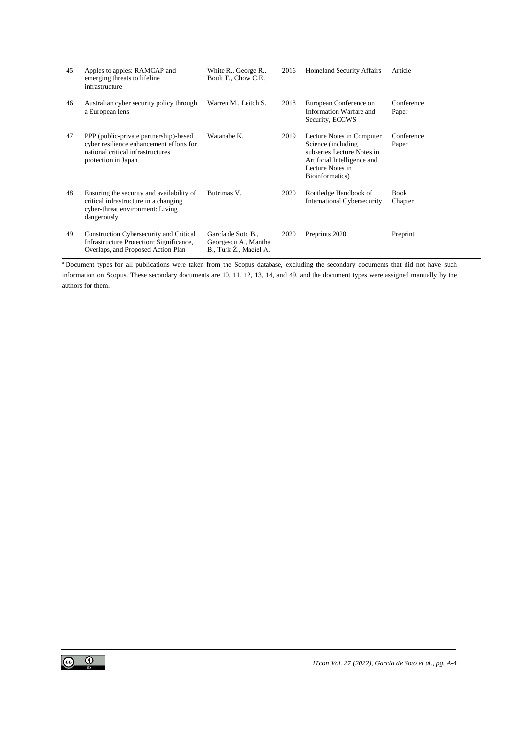| | | | | | |
|---|---|---|---|---|---|
| 45 | Apples to apples: RAMCAP and emerging threats to lifeline infrastructure | White R., George R., Boult T., Chow C.E. | 2016 | Homeland Security Affairs | Article |
| 46 | Australian cyber security policy through a European lens | Warren M., Leitch S. | 2018 | European Conference on Information Warfare and Security, ECCWS | Conference Paper |
| 47 | PPP (public-private partnership)-based cyber resilience enhancement efforts for national critical infrastructures protection in Japan | Watanabe K. | 2019 | Lecture Notes in Computer Science (including subseries Lecture Notes in Artificial Intelligence and Lecture Notes in Bioinformatics) | Conference Paper |
| 48 | Ensuring the security and availability of critical infrastructure in a changing cyber-threat environment: Living dangerously | Butrimas V. | 2020 | Routledge Handbook of International Cybersecurity | Book Chapter |
| 49 | Construction Cybersecurity and Critical Infrastructure Protection: Significance, Overlaps, and Proposed Action Plan | García de Soto B., Georgescu A., Mantha B., Turk Ž., Maciel A. | 2020 | Preprints 2020 | Preprint |

[a] Document types for all publications were taken from the Scopus database, excluding the secondary documents that did not have such information on Scopus. These secondary documents are 10, 11, 12, 13, 14, and 49, and the document types were assigned manually by the authors for them.